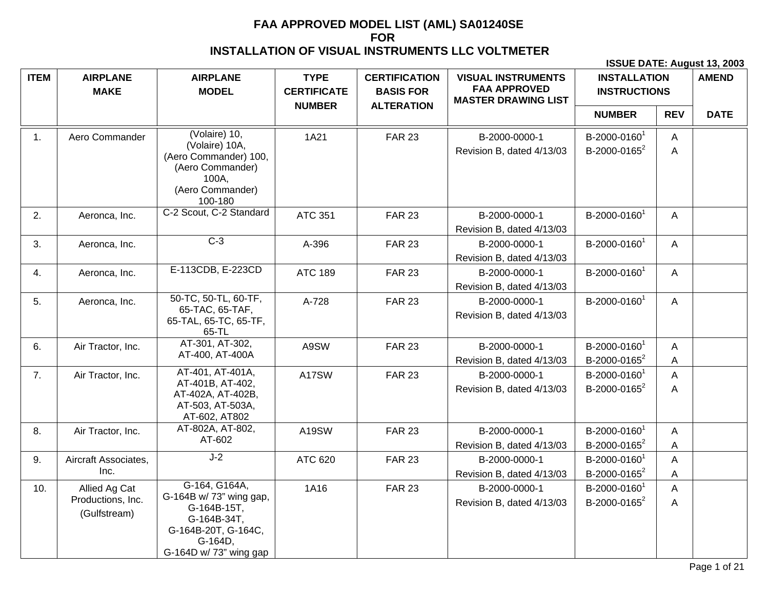# FAA APPROVED MODEL LIST (AML) SA01240SE
# FOR
# INSTALLATION OF VISUAL INSTRUMENTS LLC VOLTMETER

**ISSUE DATE: August 13, 2003**

| ITEM | AIRPLANE MAKE | AIRPLANE MODEL | TYPE CERTIFICATE NUMBER | CERTIFICATION BASIS FOR ALTERATION | VISUAL INSTRUMENTS FAA APPROVED MASTER DRAWING LIST | INSTALLATION INSTRUCTIONS | | AMEND |
|---|---|---|---|---|---|---|---|---|
| | | | | | | NUMBER | REV | DATE |
| 1. | Aero Commander | (Volaire) 10, (Volaire) 10A, (Aero Commander) 100, (Aero Commander) 100A, (Aero Commander) 100-180 | 1A21 | FAR 23 | B-2000-0000-1 Revision B, dated 4/13/03 | B-2000-0160[1] B-2000-0165[2] | A A | |
| 2. | Aeronca, Inc. | C-2 Scout, C-2 Standard | ATC 351 | FAR 23 | B-2000-0000-1 Revision B, dated 4/13/03 | B-2000-0160[1] | A | |
| 3. | Aeronca, Inc. | C-3 | A-396 | FAR 23 | B-2000-0000-1 Revision B, dated 4/13/03 | B-2000-0160[1] | A | |
| 4. | Aeronca, Inc. | E-113CDB, E-223CD | ATC 189 | FAR 23 | B-2000-0000-1 Revision B, dated 4/13/03 | B-2000-0160[1] | A | |
| 5. | Aeronca, Inc. | 50-TC, 50-TL, 60-TF, 65-TAC, 65-TAF, 65-TAL, 65-TC, 65-TF, 65-TL | A-728 | FAR 23 | B-2000-0000-1 Revision B, dated 4/13/03 | B-2000-0160[1] | A | |
| 6. | Air Tractor, Inc. | AT-301, AT-302, AT-400, AT-400A | A9SW | FAR 23 | B-2000-0000-1 Revision B, dated 4/13/03 | B-2000-0160[1] B-2000-0165[2] | A A | |
| 7. | Air Tractor, Inc. | AT-401, AT-401A, AT-401B, AT-402, AT-402A, AT-402B, AT-503, AT-503A, AT-602, AT802 | A17SW | FAR 23 | B-2000-0000-1 Revision B, dated 4/13/03 | B-2000-0160[1] B-2000-0165[2] | A A | |
| 8. | Air Tractor, Inc. | AT-802A, AT-802, AT-602 | A19SW | FAR 23 | B-2000-0000-1 Revision B, dated 4/13/03 | B-2000-0160[1] B-2000-0165[2] | A A | |
| 9. | Aircraft Associates, Inc. | J-2 | ATC 620 | FAR 23 | B-2000-0000-1 Revision B, dated 4/13/03 | B-2000-0160[1] B-2000-0165[2] | A A | |
| 10. | Allied Ag Cat Productions, Inc. (Gulfstream) | G-164, G164A, G-164B w/ 73" wing gap, G-164B-15T, G-164B-34T, G-164B-20T, G-164C, G-164D, G-164D w/ 73" wing gap | 1A16 | FAR 23 | B-2000-0000-1 Revision B, dated 4/13/03 | B-2000-0160[1] B-2000-0165[2] | A A | |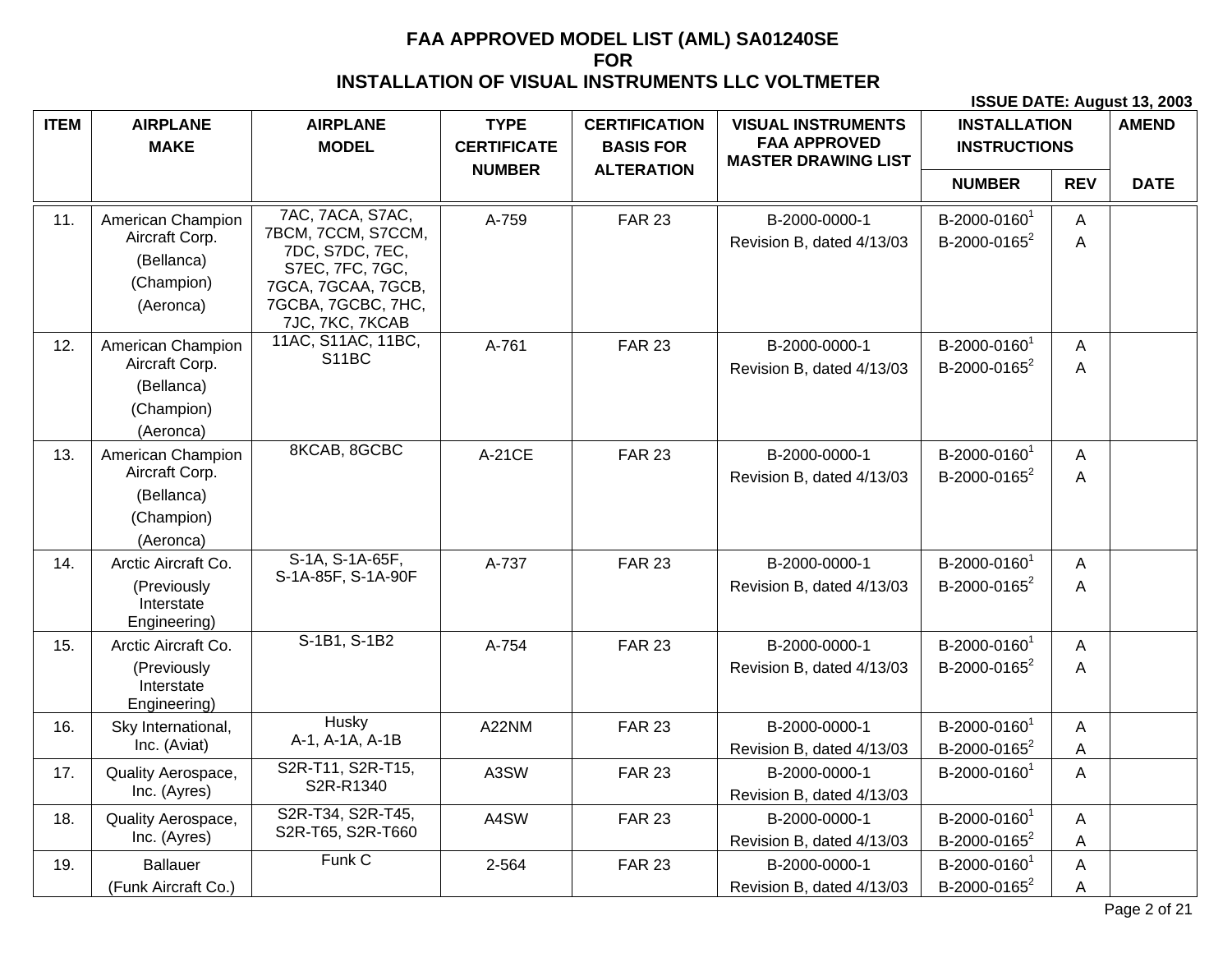# FAA APPROVED MODEL LIST (AML) SA01240SE
# FOR
# INSTALLATION OF VISUAL INSTRUMENTS LLC VOLTMETER

**ISSUE DATE: August 13, 2003**

| ITEM | AIRPLANE MAKE | AIRPLANE MODEL | TYPE CERTIFICATE NUMBER | CERTIFICATION BASIS FOR ALTERATION | VISUAL INSTRUMENTS FAA APPROVED MASTER DRAWING LIST | INSTALLATION INSTRUCTIONS | | AMEND |
|---|---|---|---|---|---|---|---|---|
| | | | | | | NUMBER | REV | DATE |
| 11. | American Champion Aircraft Corp. (Bellanca) (Champion) (Aeronca) | 7AC, 7ACA, S7AC, 7BCM, 7CCM, S7CCM, 7DC, S7DC, 7EC, S7EC, 7FC, 7GC, 7GCA, 7GCAA, 7GCB, 7GCBA, 7GCBC, 7HC, 7JC, 7KC, 7KCAB | A-759 | FAR 23 | B-2000-0000-1 Revision B, dated 4/13/03 | B-2000-0160[1] B-2000-0165[2] | A A | |
| 12. | American Champion Aircraft Corp. (Bellanca) (Champion) (Aeronca) | 11AC, S11AC, 11BC, S11BC | A-761 | FAR 23 | B-2000-0000-1 Revision B, dated 4/13/03 | B-2000-0160[1] B-2000-0165[2] | A A | |
| 13. | American Champion Aircraft Corp. (Bellanca) (Champion) (Aeronca) | 8KCAB, 8GCBC | A-21CE | FAR 23 | B-2000-0000-1 Revision B, dated 4/13/03 | B-2000-0160[1] B-2000-0165[2] | A A | |
| 14. | Arctic Aircraft Co. (Previously Interstate Engineering) | S-1A, S-1A-65F, S-1A-85F, S-1A-90F | A-737 | FAR 23 | B-2000-0000-1 Revision B, dated 4/13/03 | B-2000-0160[1] B-2000-0165[2] | A A | |
| 15. | Arctic Aircraft Co. (Previously Interstate Engineering) | S-1B1, S-1B2 | A-754 | FAR 23 | B-2000-0000-1 Revision B, dated 4/13/03 | B-2000-0160[1] B-2000-0165[2] | A A | |
| 16. | Sky International, Inc. (Aviat) | Husky A-1, A-1A, A-1B | A22NM | FAR 23 | B-2000-0000-1 Revision B, dated 4/13/03 | B-2000-0160[1] B-2000-0165[2] | A A | |
| 17. | Quality Aerospace, Inc. (Ayres) | S2R-T11, S2R-T15, S2R-R1340 | A3SW | FAR 23 | B-2000-0000-1 Revision B, dated 4/13/03 | B-2000-0160[1] | A | |
| 18. | Quality Aerospace, Inc. (Ayres) | S2R-T34, S2R-T45, S2R-T65, S2R-T660 | A4SW | FAR 23 | B-2000-0000-1 Revision B, dated 4/13/03 | B-2000-0160[1] B-2000-0165[2] | A A | |
| 19. | Ballauer (Funk Aircraft Co.) | Funk C | 2-564 | FAR 23 | B-2000-0000-1 Revision B, dated 4/13/03 | B-2000-0160[1] B-2000-0165[2] | A A | |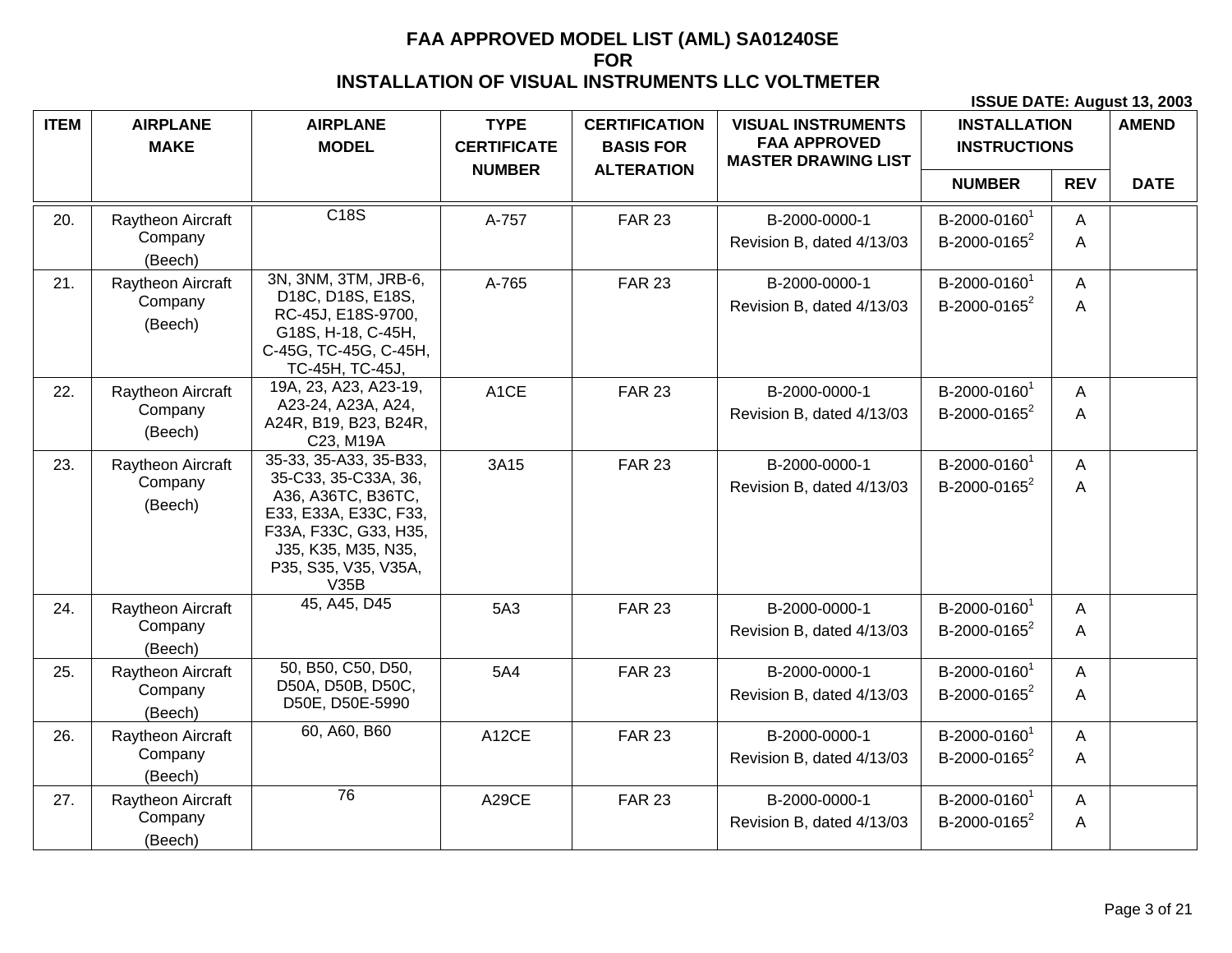# FAA APPROVED MODEL LIST (AML) SA01240SE
# FOR
# INSTALLATION OF VISUAL INSTRUMENTS LLC VOLTMETER

**ISSUE DATE: August 13, 2003**

| ITEM | AIRPLANE MAKE | AIRPLANE MODEL | TYPE CERTIFICATE NUMBER | CERTIFICATION BASIS FOR ALTERATION | VISUAL INSTRUMENTS FAA APPROVED MASTER DRAWING LIST | INSTALLATION INSTRUCTIONS | | AMEND |
|---|---|---|---|---|---|---|---|---|
| | | | | | | NUMBER | REV | DATE |
| 20. | Raytheon Aircraft Company (Beech) | C18S | A-757 | FAR 23 | B-2000-0000-1 Revision B, dated 4/13/03 | B-2000-0160[1] B-2000-0165[2] | A A | |
| 21. | Raytheon Aircraft Company (Beech) | 3N, 3NM, 3TM, JRB-6, D18C, D18S, E18S, RC-45J, E18S-9700, G18S, H-18, C-45H, C-45G, TC-45G, C-45H, TC-45H, TC-45J, | A-765 | FAR 23 | B-2000-0000-1 Revision B, dated 4/13/03 | B-2000-0160[1] B-2000-0165[2] | A A | |
| 22. | Raytheon Aircraft Company (Beech) | 19A, 23, A23, A23-19, A23-24, A23A, A24, A24R, B19, B23, B24R, C23, M19A | A1CE | FAR 23 | B-2000-0000-1 Revision B, dated 4/13/03 | B-2000-0160[1] B-2000-0165[2] | A A | |
| 23. | Raytheon Aircraft Company (Beech) | 35-33, 35-A33, 35-B33, 35-C33, 35-C33A, 36, A36, A36TC, B36TC, E33, E33A, E33C, F33, F33A, F33C, G33, H35, J35, K35, M35, N35, P35, S35, V35, V35A, V35B | 3A15 | FAR 23 | B-2000-0000-1 Revision B, dated 4/13/03 | B-2000-0160[1] B-2000-0165[2] | A A | |
| 24. | Raytheon Aircraft Company (Beech) | 45, A45, D45 | 5A3 | FAR 23 | B-2000-0000-1 Revision B, dated 4/13/03 | B-2000-0160[1] B-2000-0165[2] | A A | |
| 25. | Raytheon Aircraft Company (Beech) | 50, B50, C50, D50, D50A, D50B, D50C, D50E, D50E-5990 | 5A4 | FAR 23 | B-2000-0000-1 Revision B, dated 4/13/03 | B-2000-0160[1] B-2000-0165[2] | A A | |
| 26. | Raytheon Aircraft Company (Beech) | 60, A60, B60 | A12CE | FAR 23 | B-2000-0000-1 Revision B, dated 4/13/03 | B-2000-0160[1] B-2000-0165[2] | A A | |
| 27. | Raytheon Aircraft Company (Beech) | 76 | A29CE | FAR 23 | B-2000-0000-1 Revision B, dated 4/13/03 | B-2000-0160[1] B-2000-0165[2] | A A | |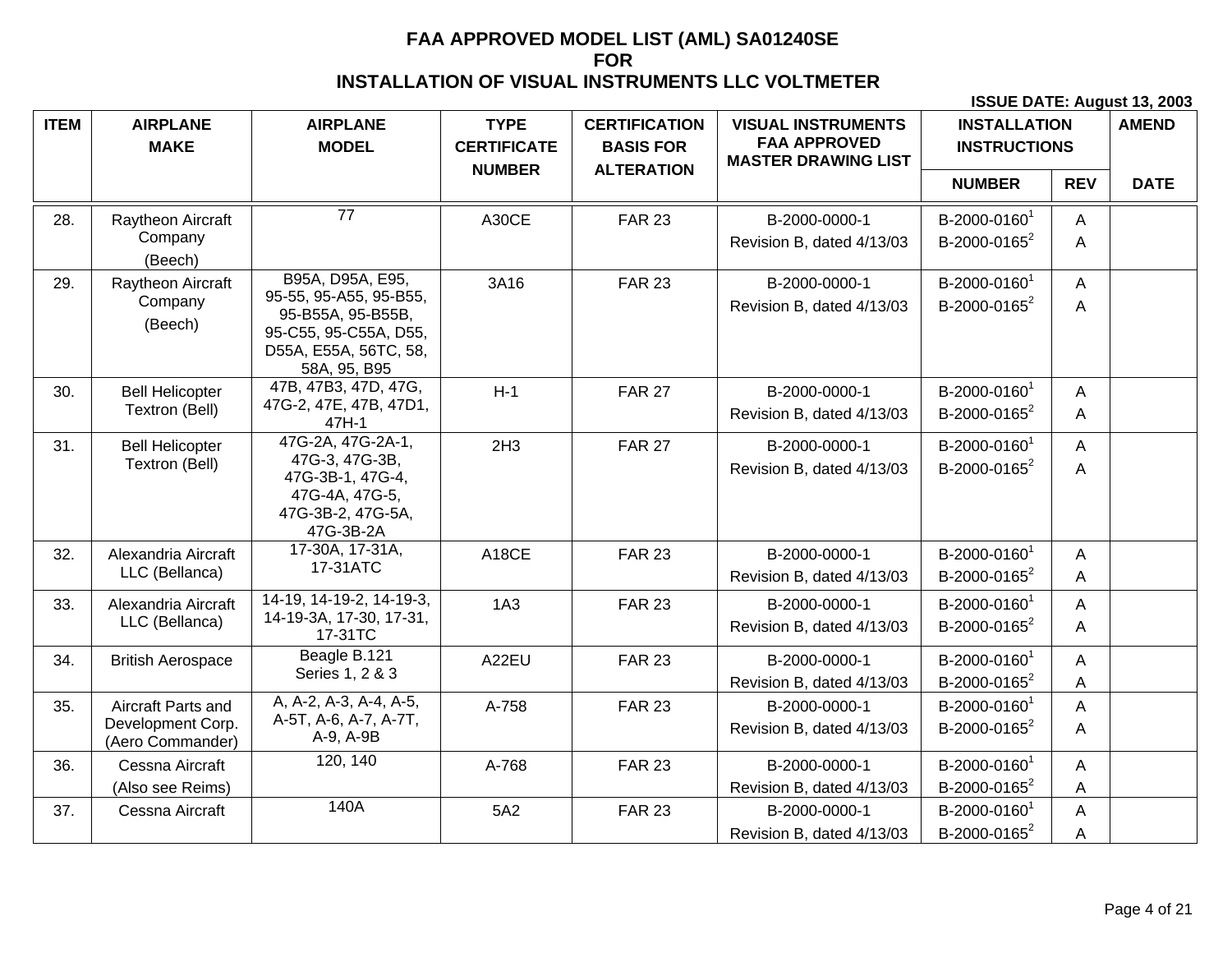# FAA APPROVED MODEL LIST (AML) SA01240SE
# FOR
# INSTALLATION OF VISUAL INSTRUMENTS LLC VOLTMETER

**ISSUE DATE: August 13, 2003**

| ITEM | AIRPLANE MAKE | AIRPLANE MODEL | TYPE CERTIFICATE NUMBER | CERTIFICATION BASIS FOR ALTERATION | VISUAL INSTRUMENTS FAA APPROVED MASTER DRAWING LIST | INSTALLATION INSTRUCTIONS | | AMEND |
|---|---|---|---|---|---|---|---|---|
| | | | | | | NUMBER | REV | DATE |
| 28. | Raytheon Aircraft Company (Beech) | 77 | A30CE | FAR 23 | B-2000-0000-1 Revision B, dated 4/13/03 | B-2000-0160[1] B-2000-0165[2] | A A | |
| 29. | Raytheon Aircraft Company (Beech) | B95A, D95A, E95, 95-55, 95-A55, 95-B55, 95-B55A, 95-B55B, 95-C55, 95-C55A, D55, D55A, E55A, 56TC, 58, 58A, 95, B95 | 3A16 | FAR 23 | B-2000-0000-1 Revision B, dated 4/13/03 | B-2000-0160[1] B-2000-0165[2] | A A | |
| 30. | Bell Helicopter Textron (Bell) | 47B, 47B3, 47D, 47G, 47G-2, 47E, 47B, 47D1, 47H-1 | H-1 | FAR 27 | B-2000-0000-1 Revision B, dated 4/13/03 | B-2000-0160[1] B-2000-0165[2] | A A | |
| 31. | Bell Helicopter Textron (Bell) | 47G-2A, 47G-2A-1, 47G-3, 47G-3B, 47G-3B-1, 47G-4, 47G-4A, 47G-5, 47G-3B-2, 47G-5A, 47G-3B-2A | 2H3 | FAR 27 | B-2000-0000-1 Revision B, dated 4/13/03 | B-2000-0160[1] B-2000-0165[2] | A A | |
| 32. | Alexandria Aircraft LLC (Bellanca) | 17-30A, 17-31A, 17-31ATC | A18CE | FAR 23 | B-2000-0000-1 Revision B, dated 4/13/03 | B-2000-0160[1] B-2000-0165[2] | A A | |
| 33. | Alexandria Aircraft LLC (Bellanca) | 14-19, 14-19-2, 14-19-3, 14-19-3A, 17-30, 17-31, 17-31TC | 1A3 | FAR 23 | B-2000-0000-1 Revision B, dated 4/13/03 | B-2000-0160[1] B-2000-0165[2] | A A | |
| 34. | British Aerospace | Beagle B.121 Series 1, 2 & 3 | A22EU | FAR 23 | B-2000-0000-1 Revision B, dated 4/13/03 | B-2000-0160[1] B-2000-0165[2] | A A | |
| 35. | Aircraft Parts and Development Corp. (Aero Commander) | A, A-2, A-3, A-4, A-5, A-5T, A-6, A-7, A-7T, A-9, A-9B | A-758 | FAR 23 | B-2000-0000-1 Revision B, dated 4/13/03 | B-2000-0160[1] B-2000-0165[2] | A A | |
| 36. | Cessna Aircraft (Also see Reims) | 120, 140 | A-768 | FAR 23 | B-2000-0000-1 Revision B, dated 4/13/03 | B-2000-0160[1] B-2000-0165[2] | A A | |
| 37. | Cessna Aircraft | 140A | 5A2 | FAR 23 | B-2000-0000-1 Revision B, dated 4/13/03 | B-2000-0160[1] B-2000-0165[2] | A A | |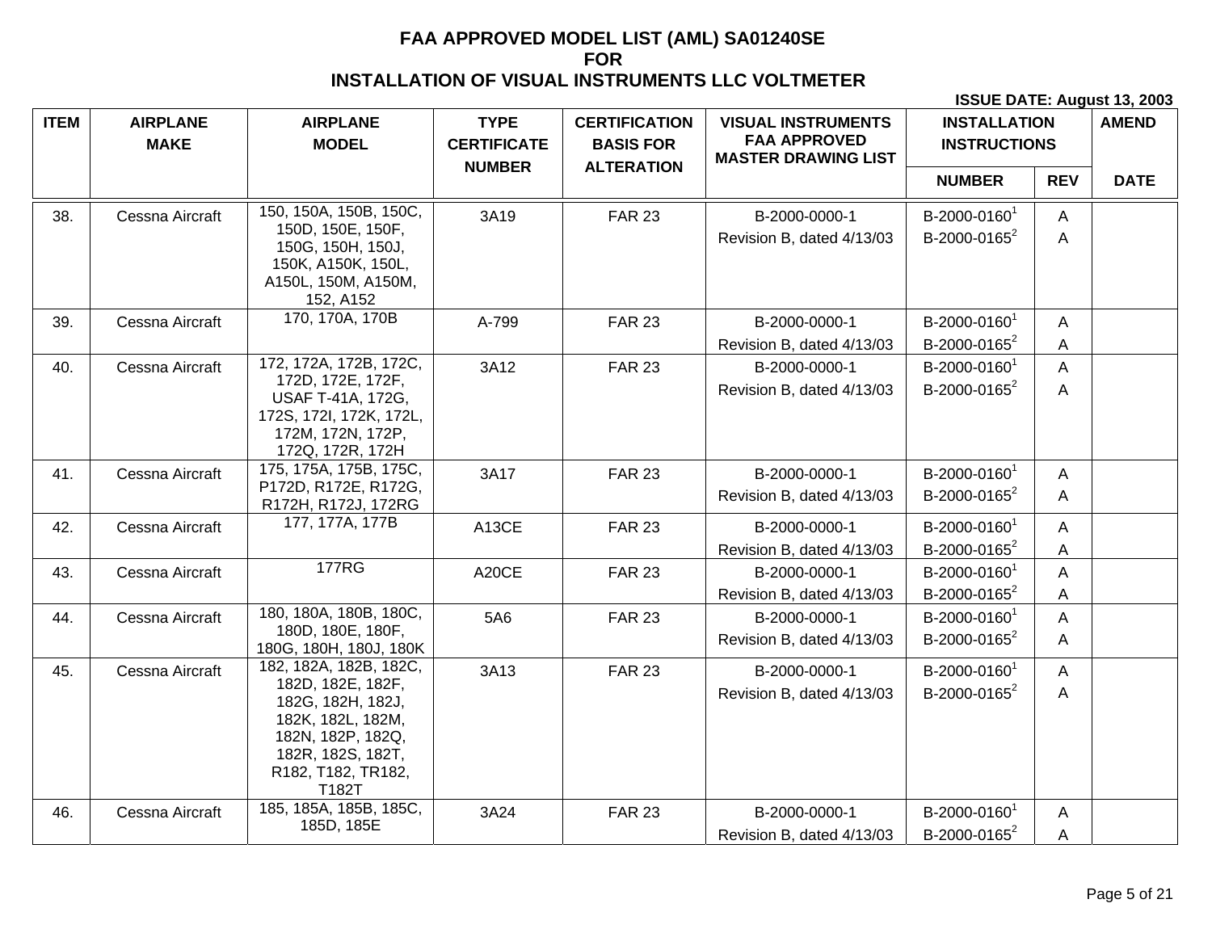# FAA APPROVED MODEL LIST (AML) SA01240SE
# FOR
# INSTALLATION OF VISUAL INSTRUMENTS LLC VOLTMETER

**ISSUE DATE: August 13, 2003**

| ITEM | AIRPLANE MAKE | AIRPLANE MODEL | TYPE CERTIFICATE NUMBER | CERTIFICATION BASIS FOR ALTERATION | VISUAL INSTRUMENTS FAA APPROVED MASTER DRAWING LIST | INSTALLATION INSTRUCTIONS | | AMEND |
|---|---|---|---|---|---|---|---|---|
| | | | | | | NUMBER | REV | DATE |
| 38. | Cessna Aircraft | 150, 150A, 150B, 150C, 150D, 150E, 150F, 150G, 150H, 150J, 150K, A150K, 150L, A150L, 150M, A150M, 152, A152 | 3A19 | FAR 23 | B-2000-0000-1 Revision B, dated 4/13/03 | B-2000-0160[1] B-2000-0165[2] | A A | |
| 39. | Cessna Aircraft | 170, 170A, 170B | A-799 | FAR 23 | B-2000-0000-1 Revision B, dated 4/13/03 | B-2000-0160[1] B-2000-0165[2] | A A | |
| 40. | Cessna Aircraft | 172, 172A, 172B, 172C, 172D, 172E, 172F, USAF T-41A, 172G, 172S, 172I, 172K, 172L, 172M, 172N, 172P, 172Q, 172R, 172H | 3A12 | FAR 23 | B-2000-0000-1 Revision B, dated 4/13/03 | B-2000-0160[1] B-2000-0165[2] | A A | |
| 41. | Cessna Aircraft | 175, 175A, 175B, 175C, P172D, R172E, R172G, R172H, R172J, 172RG | 3A17 | FAR 23 | B-2000-0000-1 Revision B, dated 4/13/03 | B-2000-0160[1] B-2000-0165[2] | A A | |
| 42. | Cessna Aircraft | 177, 177A, 177B | A13CE | FAR 23 | B-2000-0000-1 Revision B, dated 4/13/03 | B-2000-0160[1] B-2000-0165[2] | A A | |
| 43. | Cessna Aircraft | 177RG | A20CE | FAR 23 | B-2000-0000-1 Revision B, dated 4/13/03 | B-2000-0160[1] B-2000-0165[2] | A A | |
| 44. | Cessna Aircraft | 180, 180A, 180B, 180C, 180D, 180E, 180F, 180G, 180H, 180J, 180K | 5A6 | FAR 23 | B-2000-0000-1 Revision B, dated 4/13/03 | B-2000-0160[1] B-2000-0165[2] | A A | |
| 45. | Cessna Aircraft | 182, 182A, 182B, 182C, 182D, 182E, 182F, 182G, 182H, 182J, 182K, 182L, 182M, 182N, 182P, 182Q, 182R, 182S, 182T, R182, T182, TR182, T182T | 3A13 | FAR 23 | B-2000-0000-1 Revision B, dated 4/13/03 | B-2000-0160[1] B-2000-0165[2] | A A | |
| 46. | Cessna Aircraft | 185, 185A, 185B, 185C, 185D, 185E | 3A24 | FAR 23 | B-2000-0000-1 Revision B, dated 4/13/03 | B-2000-0160[1] B-2000-0165[2] | A A | |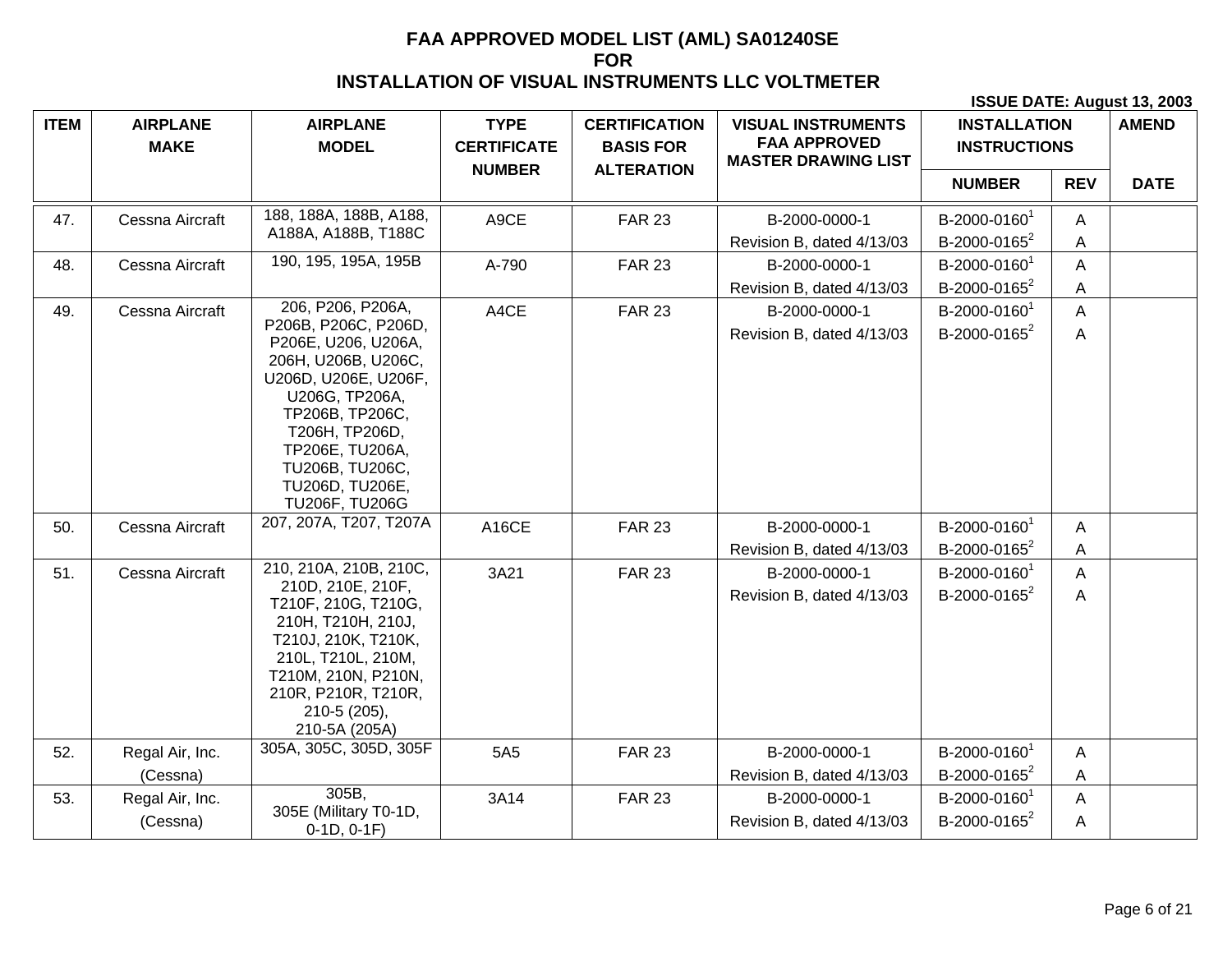# FAA APPROVED MODEL LIST (AML) SA01240SE
# FOR
# INSTALLATION OF VISUAL INSTRUMENTS LLC VOLTMETER

**ISSUE DATE: August 13, 2003**

| ITEM | AIRPLANE MAKE | AIRPLANE MODEL | TYPE CERTIFICATE NUMBER | CERTIFICATION BASIS FOR ALTERATION | VISUAL INSTRUMENTS FAA APPROVED MASTER DRAWING LIST | INSTALLATION INSTRUCTIONS | | AMEND |
|---|---|---|---|---|---|---|---|---|
| | | | | | | NUMBER | REV | DATE |
| 47. | Cessna Aircraft | 188, 188A, 188B, A188, A188A, A188B, T188C | A9CE | FAR 23 | B-2000-0000-1 Revision B, dated 4/13/03 | B-2000-0160[1] B-2000-0165[2] | A A | |
| 48. | Cessna Aircraft | 190, 195, 195A, 195B | A-790 | FAR 23 | B-2000-0000-1 Revision B, dated 4/13/03 | B-2000-0160[1] B-2000-0165[2] | A A | |
| 49. | Cessna Aircraft | 206, P206, P206A, P206B, P206C, P206D, P206E, U206, U206A, 206H, U206B, U206C, U206D, U206E, U206F, U206G, TP206A, TP206B, TP206C, T206H, TP206D, TP206E, TU206A, TU206B, TU206C, TU206D, TU206E, TU206F, TU206G | A4CE | FAR 23 | B-2000-0000-1 Revision B, dated 4/13/03 | B-2000-0160[1] B-2000-0165[2] | A A | |
| 50. | Cessna Aircraft | 207, 207A, T207, T207A | A16CE | FAR 23 | B-2000-0000-1 Revision B, dated 4/13/03 | B-2000-0160[1] B-2000-0165[2] | A A | |
| 51. | Cessna Aircraft | 210, 210A, 210B, 210C, 210D, 210E, 210F, T210F, 210G, T210G, 210H, T210H, 210J, T210J, 210K, T210K, 210L, T210L, 210M, T210M, 210N, P210N, 210R, P210R, T210R, 210-5 (205), 210-5A (205A) | 3A21 | FAR 23 | B-2000-0000-1 Revision B, dated 4/13/03 | B-2000-0160[1] B-2000-0165[2] | A A | |
| 52. | Regal Air, Inc. (Cessna) | 305A, 305C, 305D, 305F | 5A5 | FAR 23 | B-2000-0000-1 Revision B, dated 4/13/03 | B-2000-0160[1] B-2000-0165[2] | A A | |
| 53. | Regal Air, Inc. (Cessna) | 305B, 305E (Military T0-1D, 0-1D, 0-1F) | 3A14 | FAR 23 | B-2000-0000-1 Revision B, dated 4/13/03 | B-2000-0160[1] B-2000-0165[2] | A A | |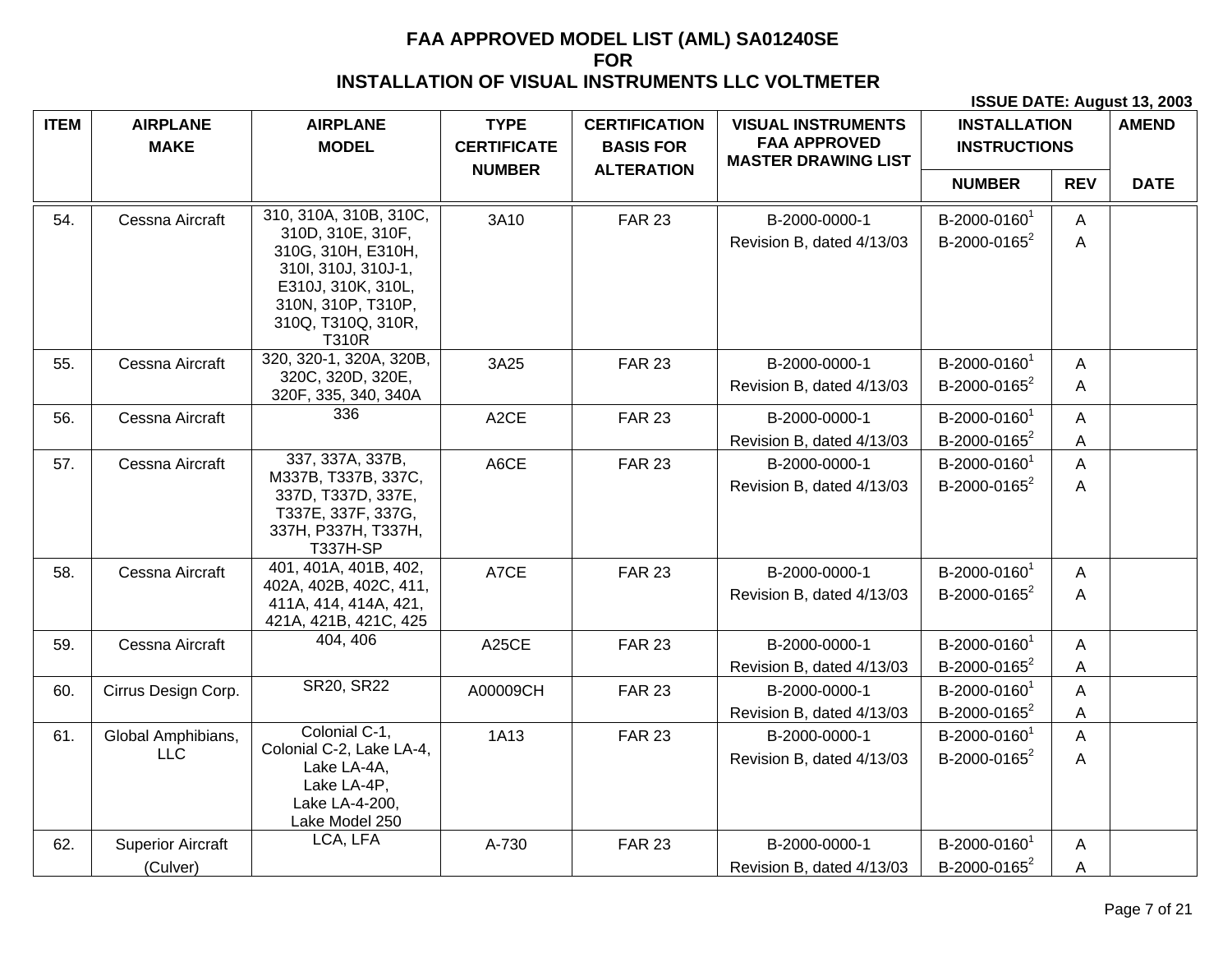# FAA APPROVED MODEL LIST (AML) SA01240SE
# FOR
# INSTALLATION OF VISUAL INSTRUMENTS LLC VOLTMETER

**ISSUE DATE: August 13, 2003**

| ITEM | AIRPLANE MAKE | AIRPLANE MODEL | TYPE CERTIFICATE NUMBER | CERTIFICATION BASIS FOR ALTERATION | VISUAL INSTRUMENTS FAA APPROVED MASTER DRAWING LIST | INSTALLATION INSTRUCTIONS | | AMEND |
|---|---|---|---|---|---|---|---|---|
| | | | | | | NUMBER | REV | DATE |
| 54. | Cessna Aircraft | 310, 310A, 310B, 310C, 310D, 310E, 310F, 310G, 310H, E310H, 310I, 310J, 310J-1, E310J, 310K, 310L, 310N, 310P, T310P, 310Q, T310Q, 310R, T310R | 3A10 | FAR 23 | B-2000-0000-1 Revision B, dated 4/13/03 | B-2000-0160[1] B-2000-0165[2] | A A | |
| 55. | Cessna Aircraft | 320, 320-1, 320A, 320B, 320C, 320D, 320E, 320F, 335, 340, 340A | 3A25 | FAR 23 | B-2000-0000-1 Revision B, dated 4/13/03 | B-2000-0160[1] B-2000-0165[2] | A A | |
| 56. | Cessna Aircraft | 336 | A2CE | FAR 23 | B-2000-0000-1 Revision B, dated 4/13/03 | B-2000-0160[1] B-2000-0165[2] | A A | |
| 57. | Cessna Aircraft | 337, 337A, 337B, M337B, T337B, 337C, 337D, T337D, 337E, T337E, 337F, 337G, 337H, P337H, T337H, T337H-SP | A6CE | FAR 23 | B-2000-0000-1 Revision B, dated 4/13/03 | B-2000-0160[1] B-2000-0165[2] | A A | |
| 58. | Cessna Aircraft | 401, 401A, 401B, 402, 402A, 402B, 402C, 411, 411A, 414, 414A, 421, 421A, 421B, 421C, 425 | A7CE | FAR 23 | B-2000-0000-1 Revision B, dated 4/13/03 | B-2000-0160[1] B-2000-0165[2] | A A | |
| 59. | Cessna Aircraft | 404, 406 | A25CE | FAR 23 | B-2000-0000-1 Revision B, dated 4/13/03 | B-2000-0160[1] B-2000-0165[2] | A A | |
| 60. | Cirrus Design Corp. | SR20, SR22 | A00009CH | FAR 23 | B-2000-0000-1 Revision B, dated 4/13/03 | B-2000-0160[1] B-2000-0165[2] | A A | |
| 61. | Global Amphibians, LLC | Colonial C-1, Colonial C-2, Lake LA-4, Lake LA-4A, Lake LA-4P, Lake LA-4-200, Lake Model 250 | 1A13 | FAR 23 | B-2000-0000-1 Revision B, dated 4/13/03 | B-2000-0160[1] B-2000-0165[2] | A A | |
| 62. | Superior Aircraft (Culver) | LCA, LFA | A-730 | FAR 23 | B-2000-0000-1 Revision B, dated 4/13/03 | B-2000-0160[1] B-2000-0165[2] | A A | |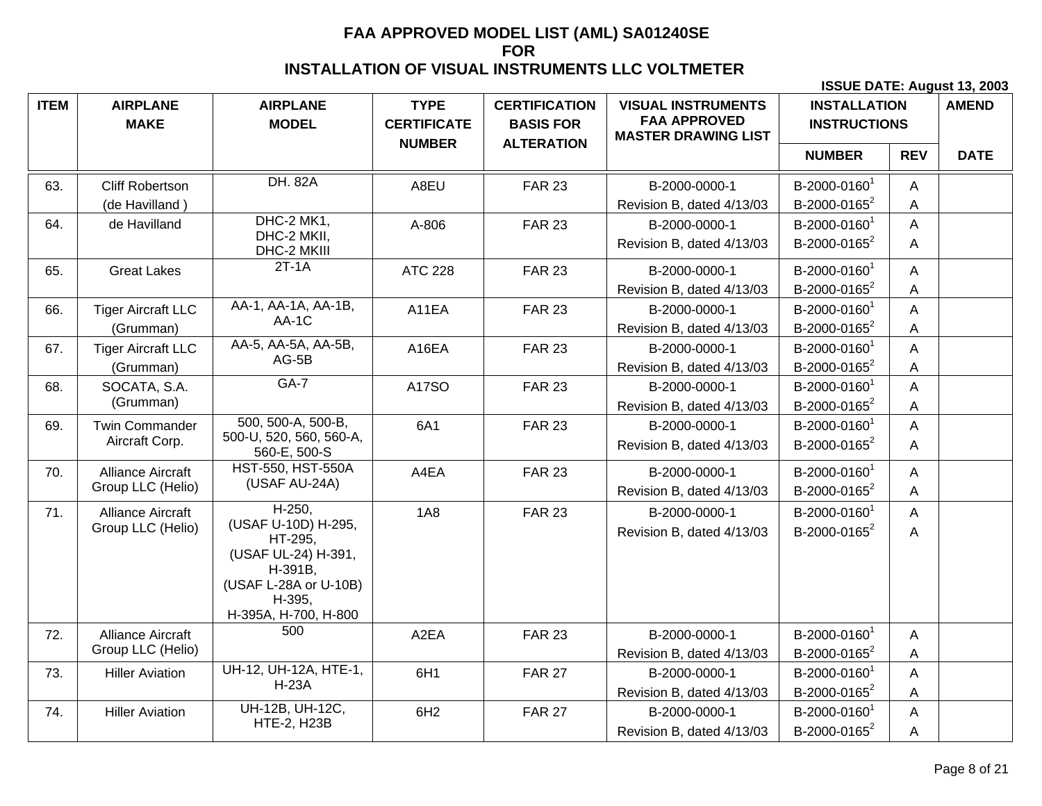# FAA APPROVED MODEL LIST (AML) SA01240SE
# FOR
# INSTALLATION OF VISUAL INSTRUMENTS LLC VOLTMETER

**ISSUE DATE: August 13, 2003**

| ITEM | AIRPLANE MAKE | AIRPLANE MODEL | TYPE CERTIFICATE NUMBER | CERTIFICATION BASIS FOR ALTERATION | VISUAL INSTRUMENTS FAA APPROVED MASTER DRAWING LIST | INSTALLATION INSTRUCTIONS | | AMEND |
|---|---|---|---|---|---|---|---|---|
| | | | | | | NUMBER | REV | DATE |
| 63. | Cliff Robertson (de Havilland ) | DH. 82A | A8EU | FAR 23 | B-2000-0000-1 Revision B, dated 4/13/03 | B-2000-0160[1] B-2000-0165[2] | A A | |
| 64. | de Havilland | DHC-2 MK1, DHC-2 MKII, DHC-2 MKIII | A-806 | FAR 23 | B-2000-0000-1 Revision B, dated 4/13/03 | B-2000-0160[1] B-2000-0165[2] | A A | |
| 65. | Great Lakes | 2T-1A | ATC 228 | FAR 23 | B-2000-0000-1 Revision B, dated 4/13/03 | B-2000-0160[1] B-2000-0165[2] | A A | |
| 66. | Tiger Aircraft LLC (Grumman) | AA-1, AA-1A, AA-1B, AA-1C | A11EA | FAR 23 | B-2000-0000-1 Revision B, dated 4/13/03 | B-2000-0160[1] B-2000-0165[2] | A A | |
| 67. | Tiger Aircraft LLC (Grumman) | AA-5, AA-5A, AA-5B, AG-5B | A16EA | FAR 23 | B-2000-0000-1 Revision B, dated 4/13/03 | B-2000-0160[1] B-2000-0165[2] | A A | |
| 68. | SOCATA, S.A. (Grumman) | GA-7 | A17SO | FAR 23 | B-2000-0000-1 Revision B, dated 4/13/03 | B-2000-0160[1] B-2000-0165[2] | A A | |
| 69. | Twin Commander Aircraft Corp. | 500, 500-A, 500-B, 500-U, 520, 560, 560-A, 560-E, 500-S | 6A1 | FAR 23 | B-2000-0000-1 Revision B, dated 4/13/03 | B-2000-0160[1] B-2000-0165[2] | A A | |
| 70. | Alliance Aircraft Group LLC (Helio) | HST-550, HST-550A (USAF AU-24A) | A4EA | FAR 23 | B-2000-0000-1 Revision B, dated 4/13/03 | B-2000-0160[1] B-2000-0165[2] | A A | |
| 71. | Alliance Aircraft Group LLC (Helio) | H-250, (USAF U-10D) H-295, HT-295, (USAF UL-24) H-391, H-391B, (USAF L-28A or U-10B) H-395, H-395A, H-700, H-800 | 1A8 | FAR 23 | B-2000-0000-1 Revision B, dated 4/13/03 | B-2000-0160[1] B-2000-0165[2] | A A | |
| 72. | Alliance Aircraft Group LLC (Helio) | 500 | A2EA | FAR 23 | B-2000-0000-1 Revision B, dated 4/13/03 | B-2000-0160[1] B-2000-0165[2] | A A | |
| 73. | Hiller Aviation | UH-12, UH-12A, HTE-1, H-23A | 6H1 | FAR 27 | B-2000-0000-1 Revision B, dated 4/13/03 | B-2000-0160[1] B-2000-0165[2] | A A | |
| 74. | Hiller Aviation | UH-12B, UH-12C, HTE-2, H23B | 6H2 | FAR 27 | B-2000-0000-1 Revision B, dated 4/13/03 | B-2000-0160[1] B-2000-0165[2] | A A | |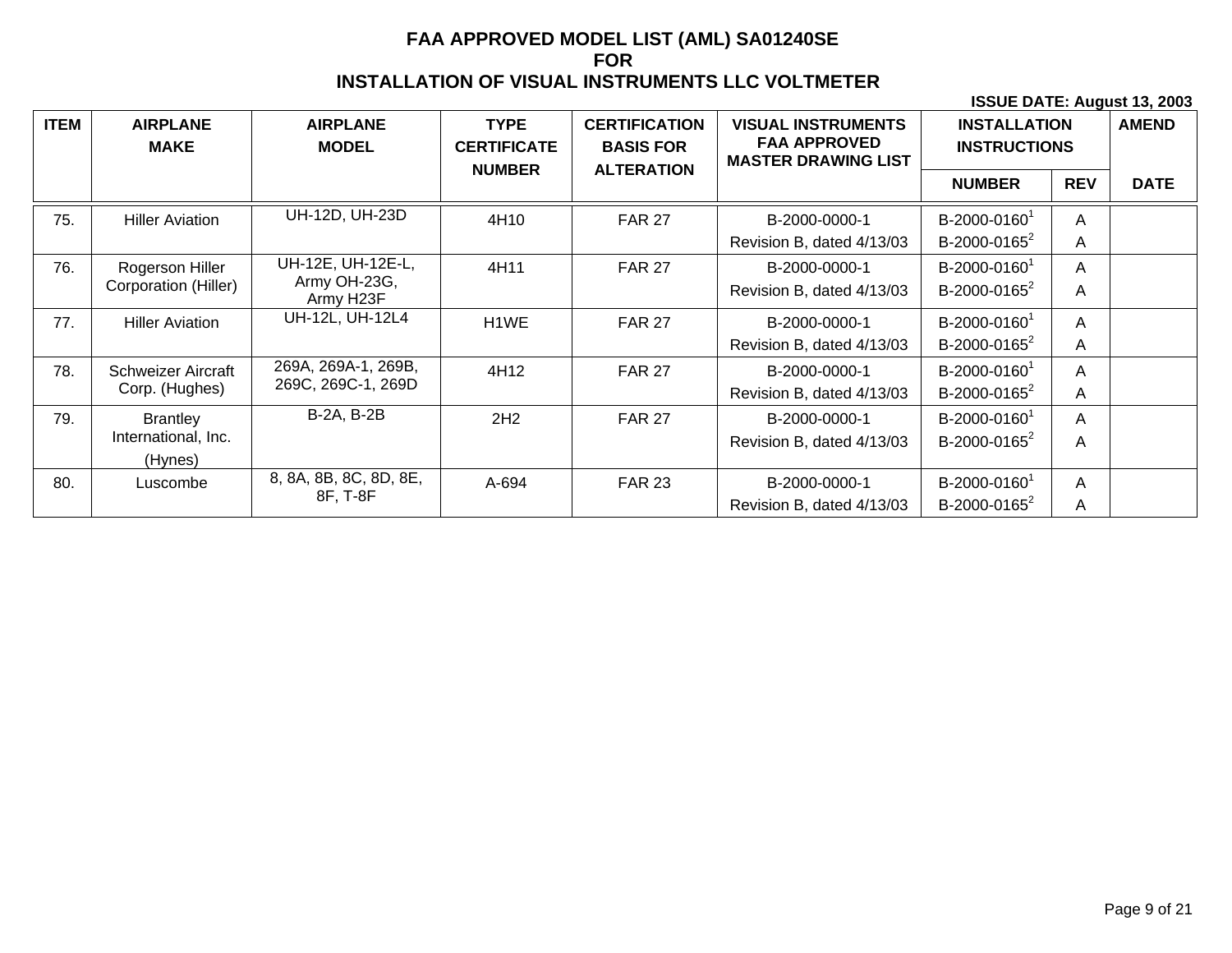# FAA APPROVED MODEL LIST (AML) SA01240SE
# FOR
# INSTALLATION OF VISUAL INSTRUMENTS LLC VOLTMETER

**ISSUE DATE: August 13, 2003**

| ITEM | AIRPLANE MAKE | AIRPLANE MODEL | TYPE CERTIFICATE NUMBER | CERTIFICATION BASIS FOR ALTERATION | VISUAL INSTRUMENTS FAA APPROVED MASTER DRAWING LIST | INSTALLATION INSTRUCTIONS | | AMEND |
|---|---|---|---|---|---|---|---|---|
| | | | | | | NUMBER | REV | DATE |
| 75. | Hiller Aviation | UH-12D, UH-23D | 4H10 | FAR 27 | B-2000-0000-1 Revision B, dated 4/13/03 | B-2000-0160[1] B-2000-0165[2] | A A | |
| 76. | Rogerson Hiller Corporation (Hiller) | UH-12E, UH-12E-L, Army OH-23G, Army H23F | 4H11 | FAR 27 | B-2000-0000-1 Revision B, dated 4/13/03 | B-2000-0160[1] B-2000-0165[2] | A A | |
| 77. | Hiller Aviation | UH-12L, UH-12L4 | H1WE | FAR 27 | B-2000-0000-1 Revision B, dated 4/13/03 | B-2000-0160[1] B-2000-0165[2] | A A | |
| 78. | Schweizer Aircraft Corp. (Hughes) | 269A, 269A-1, 269B, 269C, 269C-1, 269D | 4H12 | FAR 27 | B-2000-0000-1 Revision B, dated 4/13/03 | B-2000-0160[1] B-2000-0165[2] | A A | |
| 79. | Brantley International, Inc. (Hynes) | B-2A, B-2B | 2H2 | FAR 27 | B-2000-0000-1 Revision B, dated 4/13/03 | B-2000-0160[1] B-2000-0165[2] | A A | |
| 80. | Luscombe | 8, 8A, 8B, 8C, 8D, 8E, 8F, T-8F | A-694 | FAR 23 | B-2000-0000-1 Revision B, dated 4/13/03 | B-2000-0160[1] B-2000-0165[2] | A A | |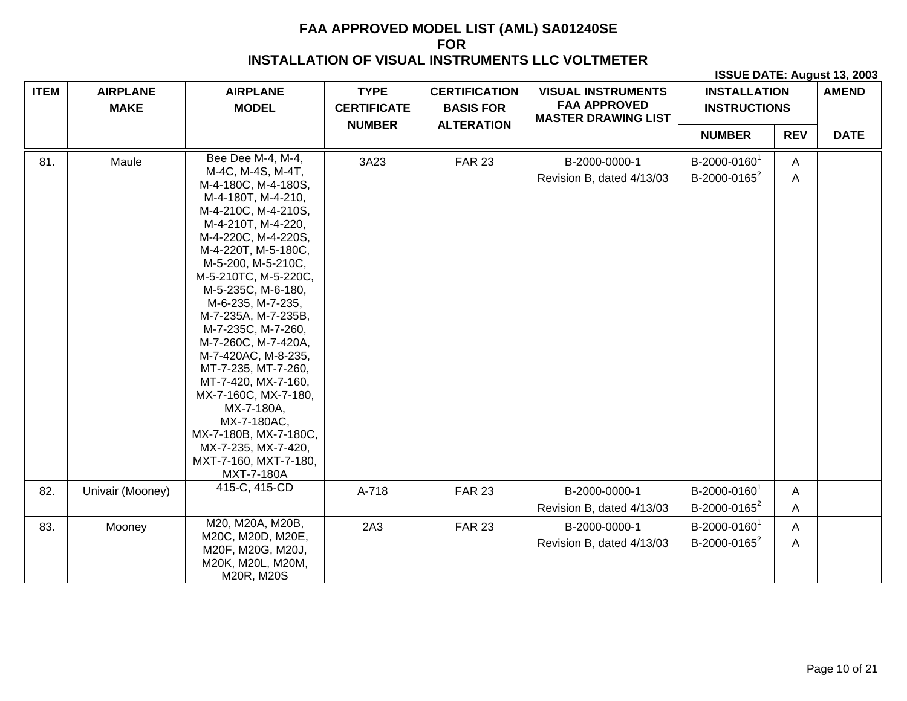# FAA APPROVED MODEL LIST (AML) SA01240SE
# FOR
# INSTALLATION OF VISUAL INSTRUMENTS LLC VOLTMETER

**ISSUE DATE: August 13, 2003**

| ITEM | AIRPLANE MAKE | AIRPLANE MODEL | TYPE CERTIFICATE NUMBER | CERTIFICATION BASIS FOR ALTERATION | VISUAL INSTRUMENTS FAA APPROVED MASTER DRAWING LIST | INSTALLATION INSTRUCTIONS | | AMEND |
|---|---|---|---|---|---|---|---|---|
| | | | | | | NUMBER | REV | DATE |
| 81. | Maule | Bee Dee M-4, M-4, M-4C, M-4S, M-4T, M-4-180C, M-4-180S, M-4-180T, M-4-210, M-4-210C, M-4-210S, M-4-210T, M-4-220, M-4-220C, M-4-220S, M-4-220T, M-5-180C, M-5-200, M-5-210C, M-5-210TC, M-5-220C, M-5-235C, M-6-180, M-6-235, M-7-235, M-7-235A, M-7-235B, M-7-235C, M-7-260, M-7-260C, M-7-420A, M-7-420AC, M-8-235, MT-7-235, MT-7-260, MT-7-420, MX-7-160, MX-7-160C, MX-7-180, MX-7-180A, MX-7-180AC, MX-7-180B, MX-7-180C, MX-7-235, MX-7-420, MXT-7-160, MXT-7-180, MXT-7-180A | 3A23 | FAR 23 | B-2000-0000-1 Revision B, dated 4/13/03 | B-2000-0160[1] B-2000-0165[2] | A A | |
| 82. | Univair (Mooney) | 415-C, 415-CD | A-718 | FAR 23 | B-2000-0000-1 Revision B, dated 4/13/03 | B-2000-0160[1] B-2000-0165[2] | A A | |
| 83. | Mooney | M20, M20A, M20B, M20C, M20D, M20E, M20F, M20G, M20J, M20K, M20L, M20M, M20R, M20S | 2A3 | FAR 23 | B-2000-0000-1 Revision B, dated 4/13/03 | B-2000-0160[1] B-2000-0165[2] | A A | |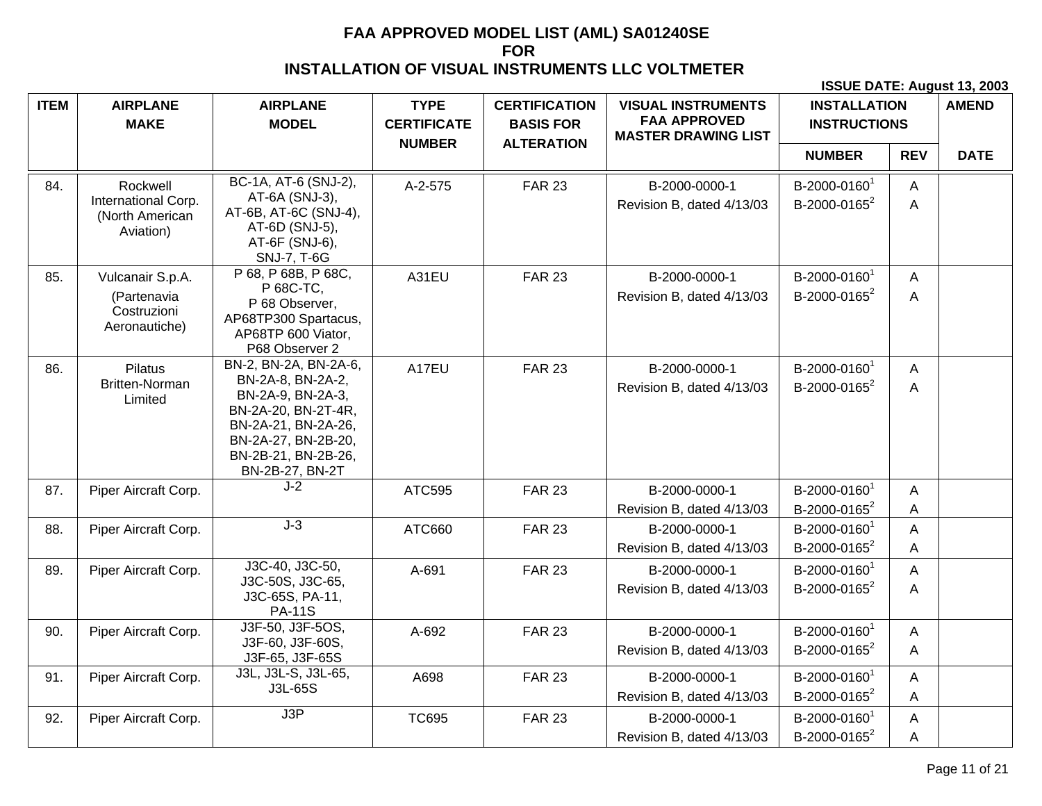# FAA APPROVED MODEL LIST (AML) SA01240SE
# FOR
# INSTALLATION OF VISUAL INSTRUMENTS LLC VOLTMETER

**ISSUE DATE: August 13, 2003**

| ITEM | AIRPLANE MAKE | AIRPLANE MODEL | TYPE CERTIFICATE NUMBER | CERTIFICATION BASIS FOR ALTERATION | VISUAL INSTRUMENTS FAA APPROVED MASTER DRAWING LIST | INSTALLATION INSTRUCTIONS | | AMEND |
|---|---|---|---|---|---|---|---|---|
| | | | | | | NUMBER | REV | DATE |
| 84. | Rockwell International Corp. (North American Aviation) | BC-1A, AT-6 (SNJ-2), AT-6A (SNJ-3), AT-6B, AT-6C (SNJ-4), AT-6D (SNJ-5), AT-6F (SNJ-6), SNJ-7, T-6G | A-2-575 | FAR 23 | B-2000-0000-1 Revision B, dated 4/13/03 | B-2000-0160[1] B-2000-0165[2] | A A | |
| 85. | Vulcanair S.p.A. (Partenavia Costruzioni Aeronautiche) | P 68, P 68B, P 68C, P 68C-TC, P 68 Observer, AP68TP300 Spartacus, AP68TP 600 Viator, P68 Observer 2 | A31EU | FAR 23 | B-2000-0000-1 Revision B, dated 4/13/03 | B-2000-0160[1] B-2000-0165[2] | A A | |
| 86. | Pilatus Britten-Norman Limited | BN-2, BN-2A, BN-2A-6, BN-2A-8, BN-2A-2, BN-2A-9, BN-2A-3, BN-2A-20, BN-2T-4R, BN-2A-21, BN-2A-26, BN-2A-27, BN-2B-20, BN-2B-21, BN-2B-26, BN-2B-27, BN-2T | A17EU | FAR 23 | B-2000-0000-1 Revision B, dated 4/13/03 | B-2000-0160[1] B-2000-0165[2] | A A | |
| 87. | Piper Aircraft Corp. | J-2 | ATC595 | FAR 23 | B-2000-0000-1 Revision B, dated 4/13/03 | B-2000-0160[1] B-2000-0165[2] | A A | |
| 88. | Piper Aircraft Corp. | J-3 | ATC660 | FAR 23 | B-2000-0000-1 Revision B, dated 4/13/03 | B-2000-0160[1] B-2000-0165[2] | A A | |
| 89. | Piper Aircraft Corp. | J3C-40, J3C-50, J3C-50S, J3C-65, J3C-65S, PA-11, PA-11S | A-691 | FAR 23 | B-2000-0000-1 Revision B, dated 4/13/03 | B-2000-0160[1] B-2000-0165[2] | A A | |
| 90. | Piper Aircraft Corp. | J3F-50, J3F-5OS, J3F-60, J3F-60S, J3F-65, J3F-65S | A-692 | FAR 23 | B-2000-0000-1 Revision B, dated 4/13/03 | B-2000-0160[1] B-2000-0165[2] | A A | |
| 91. | Piper Aircraft Corp. | J3L, J3L-S, J3L-65, J3L-65S | A698 | FAR 23 | B-2000-0000-1 Revision B, dated 4/13/03 | B-2000-0160[1] B-2000-0165[2] | A A | |
| 92. | Piper Aircraft Corp. | J3P | TC695 | FAR 23 | B-2000-0000-1 Revision B, dated 4/13/03 | B-2000-0160[1] B-2000-0165[2] | A A | |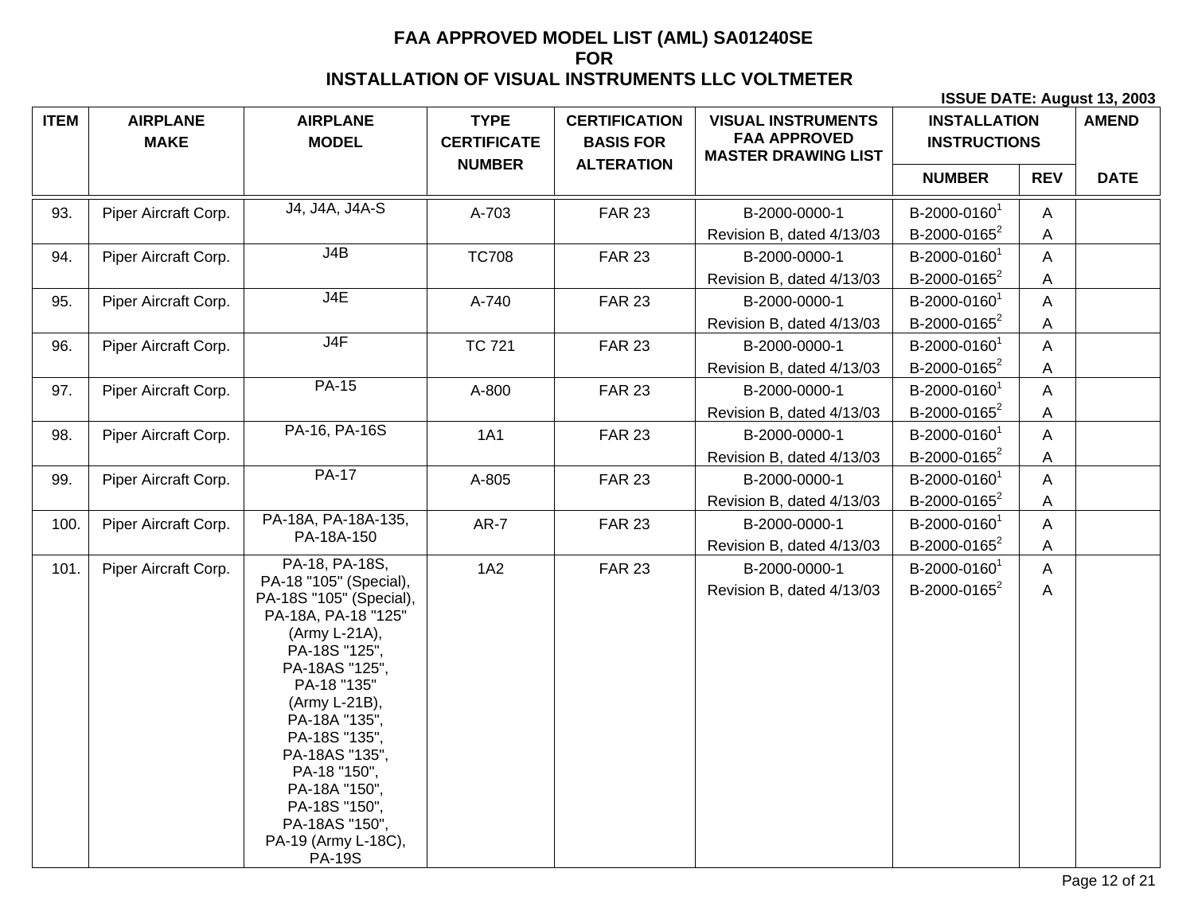# FAA APPROVED MODEL LIST (AML) SA01240SE
# FOR
# INSTALLATION OF VISUAL INSTRUMENTS LLC VOLTMETER

**ISSUE DATE: August 13, 2003**

| ITEM | AIRPLANE MAKE | AIRPLANE MODEL | TYPE CERTIFICATE NUMBER | CERTIFICATION BASIS FOR ALTERATION | VISUAL INSTRUMENTS FAA APPROVED MASTER DRAWING LIST | INSTALLATION INSTRUCTIONS | | AMEND |
|---|---|---|---|---|---|---|---|---|
| | | | | | | NUMBER | REV | DATE |
| 93. | Piper Aircraft Corp. | J4, J4A, J4A-S | A-703 | FAR 23 | B-2000-0000-1 Revision B, dated 4/13/03 | B-2000-0160[1] B-2000-0165[2] | A A | |
| 94. | Piper Aircraft Corp. | J4B | TC708 | FAR 23 | B-2000-0000-1 Revision B, dated 4/13/03 | B-2000-0160[1] B-2000-0165[2] | A A | |
| 95. | Piper Aircraft Corp. | J4E | A-740 | FAR 23 | B-2000-0000-1 Revision B, dated 4/13/03 | B-2000-0160[1] B-2000-0165[2] | A A | |
| 96. | Piper Aircraft Corp. | J4F | TC 721 | FAR 23 | B-2000-0000-1 Revision B, dated 4/13/03 | B-2000-0160[1] B-2000-0165[2] | A A | |
| 97. | Piper Aircraft Corp. | PA-15 | A-800 | FAR 23 | B-2000-0000-1 Revision B, dated 4/13/03 | B-2000-0160[1] B-2000-0165[2] | A A | |
| 98. | Piper Aircraft Corp. | PA-16, PA-16S | 1A1 | FAR 23 | B-2000-0000-1 Revision B, dated 4/13/03 | B-2000-0160[1] B-2000-0165[2] | A A | |
| 99. | Piper Aircraft Corp. | PA-17 | A-805 | FAR 23 | B-2000-0000-1 Revision B, dated 4/13/03 | B-2000-0160[1] B-2000-0165[2] | A A | |
| 100. | Piper Aircraft Corp. | PA-18A, PA-18A-135, PA-18A-150 | AR-7 | FAR 23 | B-2000-0000-1 Revision B, dated 4/13/03 | B-2000-0160[1] B-2000-0165[2] | A A | |
| 101. | Piper Aircraft Corp. | PA-18, PA-18S, PA-18 "105" (Special), PA-18S "105" (Special), PA-18A, PA-18 "125" (Army L-21A), PA-18S "125", PA-18AS "125", PA-18 "135" (Army L-21B), PA-18A "135", PA-18S "135", PA-18AS "135", PA-18 "150", PA-18A "150", PA-18S "150", PA-18AS "150", PA-19 (Army L-18C), PA-19S | 1A2 | FAR 23 | B-2000-0000-1 Revision B, dated 4/13/03 | B-2000-0160[1] B-2000-0165[2] | A A | |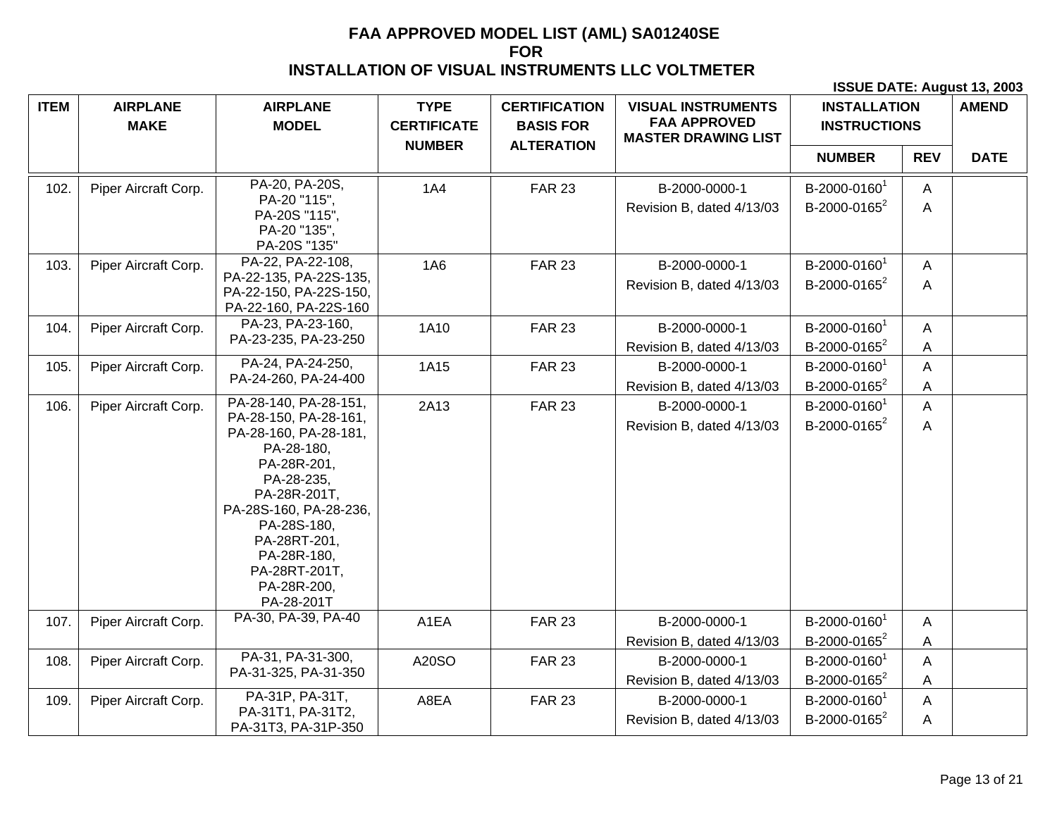# FAA APPROVED MODEL LIST (AML) SA01240SE
## FOR
## INSTALLATION OF VISUAL INSTRUMENTS LLC VOLTMETER

**ISSUE DATE: August 13, 2003**

| ITEM | AIRPLANE MAKE | AIRPLANE MODEL | TYPE CERTIFICATE NUMBER | CERTIFICATION BASIS FOR ALTERATION | VISUAL INSTRUMENTS FAA APPROVED MASTER DRAWING LIST | INSTALLATION INSTRUCTIONS | | AMEND |
|---|---|---|---|---|---|---|---|---|
| | | | | | | NUMBER | REV | DATE |
| 102. | Piper Aircraft Corp. | PA-20, PA-20S, PA-20 "115", PA-20S "115", PA-20 "135", PA-20S "135" | 1A4 | FAR 23 | B-2000-0000-1 Revision B, dated 4/13/03 | B-2000-0160[1] B-2000-0165[2] | A A | |
| 103. | Piper Aircraft Corp. | PA-22, PA-22-108, PA-22-135, PA-22S-135, PA-22-150, PA-22S-150, PA-22-160, PA-22S-160 | 1A6 | FAR 23 | B-2000-0000-1 Revision B, dated 4/13/03 | B-2000-0160[1] B-2000-0165[2] | A A | |
| 104. | Piper Aircraft Corp. | PA-23, PA-23-160, PA-23-235, PA-23-250 | 1A10 | FAR 23 | B-2000-0000-1 Revision B, dated 4/13/03 | B-2000-0160[1] B-2000-0165[2] | A A | |
| 105. | Piper Aircraft Corp. | PA-24, PA-24-250, PA-24-260, PA-24-400 | 1A15 | FAR 23 | B-2000-0000-1 Revision B, dated 4/13/03 | B-2000-0160[1] B-2000-0165[2] | A A | |
| 106. | Piper Aircraft Corp. | PA-28-140, PA-28-151, PA-28-150, PA-28-161, PA-28-160, PA-28-181, PA-28-180, PA-28R-201, PA-28-235, PA-28R-201T, PA-28S-160, PA-28-236, PA-28S-180, PA-28RT-201, PA-28R-180, PA-28RT-201T, PA-28R-200, PA-28-201T | 2A13 | FAR 23 | B-2000-0000-1 Revision B, dated 4/13/03 | B-2000-0160[1] B-2000-0165[2] | A A | |
| 107. | Piper Aircraft Corp. | PA-30, PA-39, PA-40 | A1EA | FAR 23 | B-2000-0000-1 Revision B, dated 4/13/03 | B-2000-0160[1] B-2000-0165[2] | A A | |
| 108. | Piper Aircraft Corp. | PA-31, PA-31-300, PA-31-325, PA-31-350 | A20SO | FAR 23 | B-2000-0000-1 Revision B, dated 4/13/03 | B-2000-0160[1] B-2000-0165[2] | A A | |
| 109. | Piper Aircraft Corp. | PA-31P, PA-31T, PA-31T1, PA-31T2, PA-31T3, PA-31P-350 | A8EA | FAR 23 | B-2000-0000-1 Revision B, dated 4/13/03 | B-2000-0160[1] B-2000-0165[2] | A A | |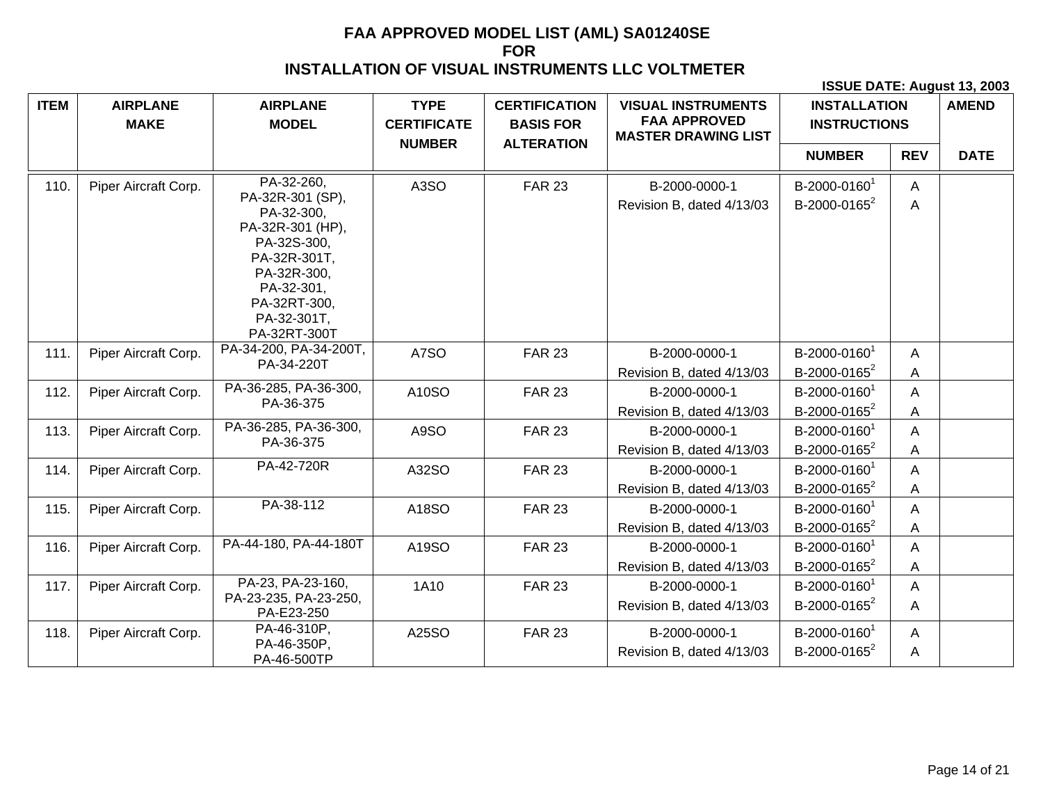# FAA APPROVED MODEL LIST (AML) SA01240SE
# FOR
# INSTALLATION OF VISUAL INSTRUMENTS LLC VOLTMETER

**ISSUE DATE: August 13, 2003**

| ITEM | AIRPLANE MAKE | AIRPLANE MODEL | TYPE CERTIFICATE NUMBER | CERTIFICATION BASIS FOR ALTERATION | VISUAL INSTRUMENTS FAA APPROVED MASTER DRAWING LIST | INSTALLATION INSTRUCTIONS | | AMEND |
|---|---|---|---|---|---|---|---|---|
| | | | | | | NUMBER | REV | DATE |
| 110. | Piper Aircraft Corp. | PA-32-260, PA-32R-301 (SP), PA-32-300, PA-32R-301 (HP), PA-32S-300, PA-32R-301T, PA-32R-300, PA-32-301, PA-32RT-300, PA-32-301T, PA-32RT-300T | A3SO | FAR 23 | B-2000-0000-1 Revision B, dated 4/13/03 | B-2000-0160[1] B-2000-0165[2] | A A | |
| 111. | Piper Aircraft Corp. | PA-34-200, PA-34-200T, PA-34-220T | A7SO | FAR 23 | B-2000-0000-1 Revision B, dated 4/13/03 | B-2000-0160[1] B-2000-0165[2] | A A | |
| 112. | Piper Aircraft Corp. | PA-36-285, PA-36-300, PA-36-375 | A10SO | FAR 23 | B-2000-0000-1 Revision B, dated 4/13/03 | B-2000-0160[1] B-2000-0165[2] | A A | |
| 113. | Piper Aircraft Corp. | PA-36-285, PA-36-300, PA-36-375 | A9SO | FAR 23 | B-2000-0000-1 Revision B, dated 4/13/03 | B-2000-0160[1] B-2000-0165[2] | A A | |
| 114. | Piper Aircraft Corp. | PA-42-720R | A32SO | FAR 23 | B-2000-0000-1 Revision B, dated 4/13/03 | B-2000-0160[1] B-2000-0165[2] | A A | |
| 115. | Piper Aircraft Corp. | PA-38-112 | A18SO | FAR 23 | B-2000-0000-1 Revision B, dated 4/13/03 | B-2000-0160[1] B-2000-0165[2] | A A | |
| 116. | Piper Aircraft Corp. | PA-44-180, PA-44-180T | A19SO | FAR 23 | B-2000-0000-1 Revision B, dated 4/13/03 | B-2000-0160[1] B-2000-0165[2] | A A | |
| 117. | Piper Aircraft Corp. | PA-23, PA-23-160, PA-23-235, PA-23-250, PA-E23-250 | 1A10 | FAR 23 | B-2000-0000-1 Revision B, dated 4/13/03 | B-2000-0160[1] B-2000-0165[2] | A A | |
| 118. | Piper Aircraft Corp. | PA-46-310P, PA-46-350P, PA-46-500TP | A25SO | FAR 23 | B-2000-0000-1 Revision B, dated 4/13/03 | B-2000-0160[1] B-2000-0165[2] | A A | |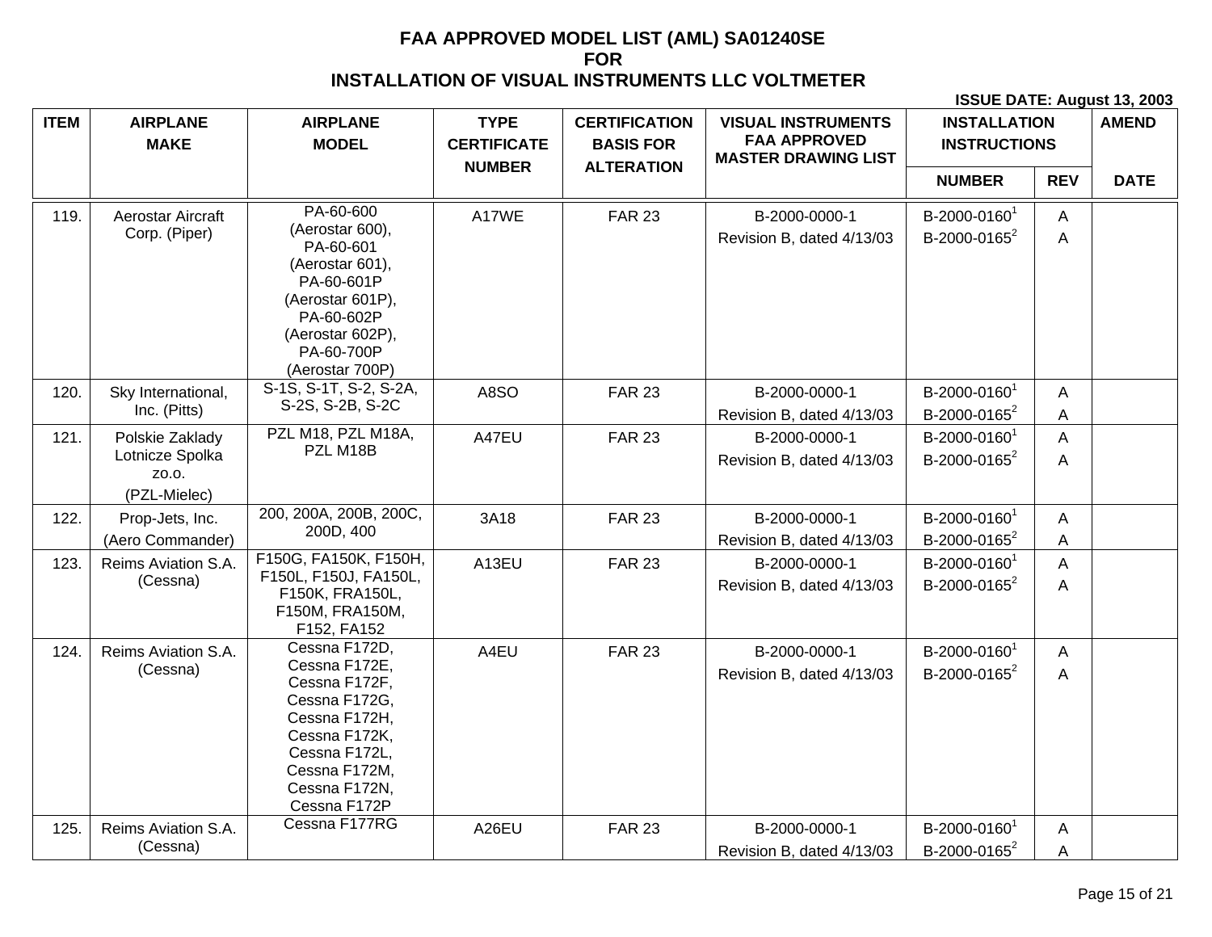# FAA APPROVED MODEL LIST (AML) SA01240SE
# FOR
# INSTALLATION OF VISUAL INSTRUMENTS LLC VOLTMETER

**ISSUE DATE: August 13, 2003**

| ITEM | AIRPLANE MAKE | AIRPLANE MODEL | TYPE CERTIFICATE NUMBER | CERTIFICATION BASIS FOR ALTERATION | VISUAL INSTRUMENTS FAA APPROVED MASTER DRAWING LIST | INSTALLATION INSTRUCTIONS | | AMEND |
|---|---|---|---|---|---|---|---|---|
| | | | | | | NUMBER | REV | DATE |
| 119. | Aerostar Aircraft Corp. (Piper) | PA-60-600 (Aerostar 600), PA-60-601 (Aerostar 601), PA-60-601P (Aerostar 601P), PA-60-602P (Aerostar 602P), PA-60-700P (Aerostar 700P) | A17WE | FAR 23 | B-2000-0000-1 Revision B, dated 4/13/03 | B-2000-0160[1] B-2000-0165[2] | A A | |
| 120. | Sky International, Inc. (Pitts) | S-1S, S-1T, S-2, S-2A, S-2S, S-2B, S-2C | A8SO | FAR 23 | B-2000-0000-1 Revision B, dated 4/13/03 | B-2000-0160[1] B-2000-0165[2] | A A | |
| 121. | Polskie Zaklady Lotnicze Spolka zo.o. (PZL-Mielec) | PZL M18, PZL M18A, PZL M18B | A47EU | FAR 23 | B-2000-0000-1 Revision B, dated 4/13/03 | B-2000-0160[1] B-2000-0165[2] | A A | |
| 122. | Prop-Jets, Inc. (Aero Commander) | 200, 200A, 200B, 200C, 200D, 400 | 3A18 | FAR 23 | B-2000-0000-1 Revision B, dated 4/13/03 | B-2000-0160[1] B-2000-0165[2] | A A | |
| 123. | Reims Aviation S.A. (Cessna) | F150G, FA150K, F150H, F150L, F150J, FA150L, F150K, FRA150L, F150M, FRA150M, F152, FA152 | A13EU | FAR 23 | B-2000-0000-1 Revision B, dated 4/13/03 | B-2000-0160[1] B-2000-0165[2] | A A | |
| 124. | Reims Aviation S.A. (Cessna) | Cessna F172D, Cessna F172E, Cessna F172F, Cessna F172G, Cessna F172H, Cessna F172K, Cessna F172L, Cessna F172M, Cessna F172N, Cessna F172P | A4EU | FAR 23 | B-2000-0000-1 Revision B, dated 4/13/03 | B-2000-0160[1] B-2000-0165[2] | A A | |
| 125. | Reims Aviation S.A. (Cessna) | Cessna F177RG | A26EU | FAR 23 | B-2000-0000-1 Revision B, dated 4/13/03 | B-2000-0160[1] B-2000-0165[2] | A A | |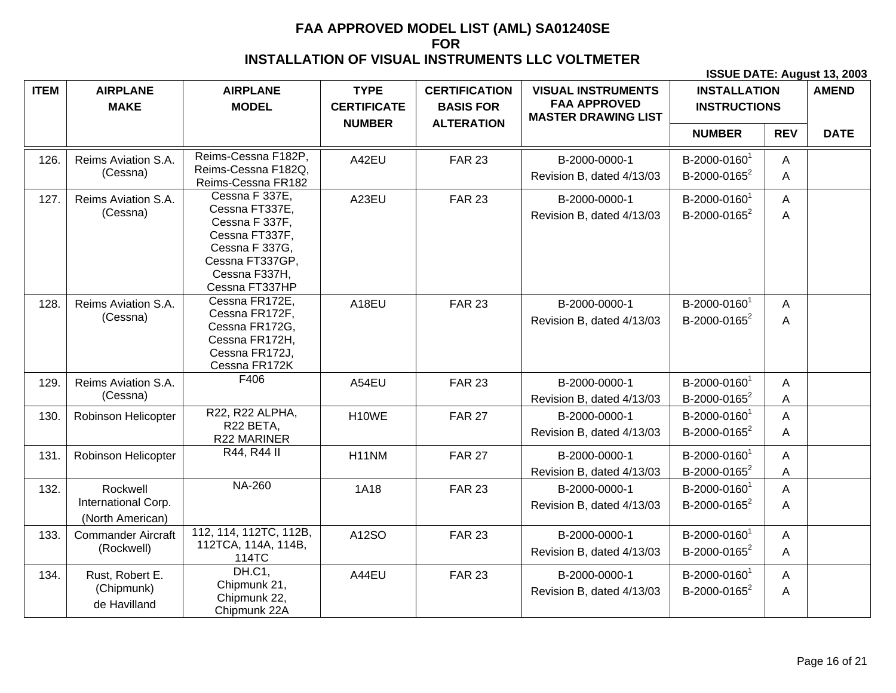# FAA APPROVED MODEL LIST (AML) SA01240SE
## FOR
## INSTALLATION OF VISUAL INSTRUMENTS LLC VOLTMETER

**ISSUE DATE: August 13, 2003**

| ITEM | AIRPLANE MAKE | AIRPLANE MODEL | TYPE CERTIFICATE NUMBER | CERTIFICATION BASIS FOR ALTERATION | VISUAL INSTRUMENTS FAA APPROVED MASTER DRAWING LIST | INSTALLATION INSTRUCTIONS | | AMEND |
|---|---|---|---|---|---|---|---|---|
| | | | | | | NUMBER | REV | DATE |
| 126. | Reims Aviation S.A. (Cessna) | Reims-Cessna F182P, Reims-Cessna F182Q, Reims-Cessna FR182 | A42EU | FAR 23 | B-2000-0000-1 Revision B, dated 4/13/03 | B-2000-0160[1] B-2000-0165[2] | A A | |
| 127. | Reims Aviation S.A. (Cessna) | Cessna F 337E, Cessna FT337E, Cessna F 337F, Cessna FT337F, Cessna F 337G, Cessna FT337GP, Cessna F337H, Cessna FT337HP | A23EU | FAR 23 | B-2000-0000-1 Revision B, dated 4/13/03 | B-2000-0160[1] B-2000-0165[2] | A A | |
| 128. | Reims Aviation S.A. (Cessna) | Cessna FR172E, Cessna FR172F, Cessna FR172G, Cessna FR172H, Cessna FR172J, Cessna FR172K | A18EU | FAR 23 | B-2000-0000-1 Revision B, dated 4/13/03 | B-2000-0160[1] B-2000-0165[2] | A A | |
| 129. | Reims Aviation S.A. (Cessna) | F406 | A54EU | FAR 23 | B-2000-0000-1 Revision B, dated 4/13/03 | B-2000-0160[1] B-2000-0165[2] | A A | |
| 130. | Robinson Helicopter | R22, R22 ALPHA, R22 BETA, R22 MARINER | H10WE | FAR 27 | B-2000-0000-1 Revision B, dated 4/13/03 | B-2000-0160[1] B-2000-0165[2] | A A | |
| 131. | Robinson Helicopter | R44, R44 II | H11NM | FAR 27 | B-2000-0000-1 Revision B, dated 4/13/03 | B-2000-0160[1] B-2000-0165[2] | A A | |
| 132. | Rockwell International Corp. (North American) | NA-260 | 1A18 | FAR 23 | B-2000-0000-1 Revision B, dated 4/13/03 | B-2000-0160[1] B-2000-0165[2] | A A | |
| 133. | Commander Aircraft (Rockwell) | 112, 114, 112TC, 112B, 112TCA, 114A, 114B, 114TC | A12SO | FAR 23 | B-2000-0000-1 Revision B, dated 4/13/03 | B-2000-0160[1] B-2000-0165[2] | A A | |
| 134. | Rust, Robert E. (Chipmunk) de Havilland | DH.C1, Chipmunk 21, Chipmunk 22, Chipmunk 22A | A44EU | FAR 23 | B-2000-0000-1 Revision B, dated 4/13/03 | B-2000-0160[1] B-2000-0165[2] | A A | |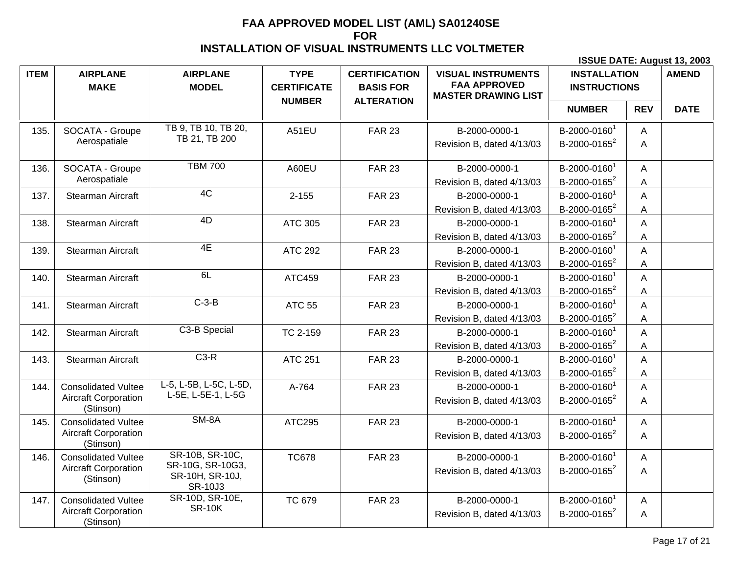# FAA APPROVED MODEL LIST (AML) SA01240SE
# FOR
# INSTALLATION OF VISUAL INSTRUMENTS LLC VOLTMETER

**ISSUE DATE: August 13, 2003**

| ITEM | AIRPLANE MAKE | AIRPLANE MODEL | TYPE CERTIFICATE NUMBER | CERTIFICATION BASIS FOR ALTERATION | VISUAL INSTRUMENTS FAA APPROVED MASTER DRAWING LIST | INSTALLATION INSTRUCTIONS | | AMEND |
|---|---|---|---|---|---|---|---|---|
| | | | | | | NUMBER | REV | DATE |
| 135. | SOCATA - Groupe Aerospatiale | TB 9, TB 10, TB 20, TB 21, TB 200 | A51EU | FAR 23 | B-2000-0000-1 Revision B, dated 4/13/03 | B-2000-0160[1] B-2000-0165[2] | A A | |
| 136. | SOCATA - Groupe Aerospatiale | TBM 700 | A60EU | FAR 23 | B-2000-0000-1 Revision B, dated 4/13/03 | B-2000-0160[1] B-2000-0165[2] | A A | |
| 137. | Stearman Aircraft | 4C | 2-155 | FAR 23 | B-2000-0000-1 Revision B, dated 4/13/03 | B-2000-0160[1] B-2000-0165[2] | A A | |
| 138. | Stearman Aircraft | 4D | ATC 305 | FAR 23 | B-2000-0000-1 Revision B, dated 4/13/03 | B-2000-0160[1] B-2000-0165[2] | A A | |
| 139. | Stearman Aircraft | 4E | ATC 292 | FAR 23 | B-2000-0000-1 Revision B, dated 4/13/03 | B-2000-0160[1] B-2000-0165[2] | A A | |
| 140. | Stearman Aircraft | 6L | ATC459 | FAR 23 | B-2000-0000-1 Revision B, dated 4/13/03 | B-2000-0160[1] B-2000-0165[2] | A A | |
| 141. | Stearman Aircraft | C-3-B | ATC 55 | FAR 23 | B-2000-0000-1 Revision B, dated 4/13/03 | B-2000-0160[1] B-2000-0165[2] | A A | |
| 142. | Stearman Aircraft | C3-B Special | TC 2-159 | FAR 23 | B-2000-0000-1 Revision B, dated 4/13/03 | B-2000-0160[1] B-2000-0165[2] | A A | |
| 143. | Stearman Aircraft | C3-R | ATC 251 | FAR 23 | B-2000-0000-1 Revision B, dated 4/13/03 | B-2000-0160[1] B-2000-0165[2] | A A | |
| 144. | Consolidated Vultee Aircraft Corporation (Stinson) | L-5, L-5B, L-5C, L-5D, L-5E, L-5E-1, L-5G | A-764 | FAR 23 | B-2000-0000-1 Revision B, dated 4/13/03 | B-2000-0160[1] B-2000-0165[2] | A A | |
| 145. | Consolidated Vultee Aircraft Corporation (Stinson) | SM-8A | ATC295 | FAR 23 | B-2000-0000-1 Revision B, dated 4/13/03 | B-2000-0160[1] B-2000-0165[2] | A A | |
| 146. | Consolidated Vultee Aircraft Corporation (Stinson) | SR-10B, SR-10C, SR-10G, SR-10G3, SR-10H, SR-10J, SR-10J3 | TC678 | FAR 23 | B-2000-0000-1 Revision B, dated 4/13/03 | B-2000-0160[1] B-2000-0165[2] | A A | |
| 147. | Consolidated Vultee Aircraft Corporation (Stinson) | SR-10D, SR-10E, SR-10K | TC 679 | FAR 23 | B-2000-0000-1 Revision B, dated 4/13/03 | B-2000-0160[1] B-2000-0165[2] | A A | |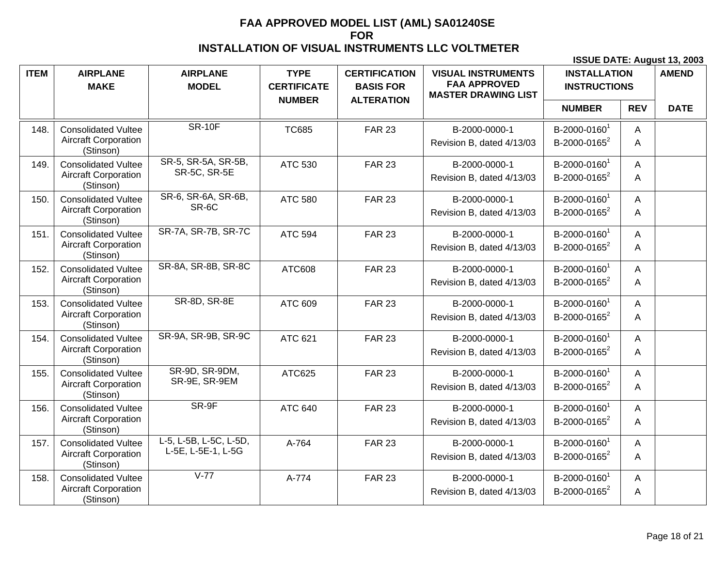# FAA APPROVED MODEL LIST (AML) SA01240SE
# FOR
# INSTALLATION OF VISUAL INSTRUMENTS LLC VOLTMETER

**ISSUE DATE: August 13, 2003**

| ITEM | AIRPLANE MAKE | AIRPLANE MODEL | TYPE CERTIFICATE NUMBER | CERTIFICATION BASIS FOR ALTERATION | VISUAL INSTRUMENTS FAA APPROVED MASTER DRAWING LIST | INSTALLATION INSTRUCTIONS | | AMEND |
|---|---|---|---|---|---|---|---|---|
| | | | | | | NUMBER | REV | DATE |
| 148. | Consolidated Vultee Aircraft Corporation (Stinson) | SR-10F | TC685 | FAR 23 | B-2000-0000-1 Revision B, dated 4/13/03 | B-2000-0160[1] B-2000-0165[2] | A A | |
| 149. | Consolidated Vultee Aircraft Corporation (Stinson) | SR-5, SR-5A, SR-5B, SR-5C, SR-5E | ATC 530 | FAR 23 | B-2000-0000-1 Revision B, dated 4/13/03 | B-2000-0160[1] B-2000-0165[2] | A A | |
| 150. | Consolidated Vultee Aircraft Corporation (Stinson) | SR-6, SR-6A, SR-6B, SR-6C | ATC 580 | FAR 23 | B-2000-0000-1 Revision B, dated 4/13/03 | B-2000-0160[1] B-2000-0165[2] | A A | |
| 151. | Consolidated Vultee Aircraft Corporation (Stinson) | SR-7A, SR-7B, SR-7C | ATC 594 | FAR 23 | B-2000-0000-1 Revision B, dated 4/13/03 | B-2000-0160[1] B-2000-0165[2] | A A | |
| 152. | Consolidated Vultee Aircraft Corporation (Stinson) | SR-8A, SR-8B, SR-8C | ATC608 | FAR 23 | B-2000-0000-1 Revision B, dated 4/13/03 | B-2000-0160[1] B-2000-0165[2] | A A | |
| 153. | Consolidated Vultee Aircraft Corporation (Stinson) | SR-8D, SR-8E | ATC 609 | FAR 23 | B-2000-0000-1 Revision B, dated 4/13/03 | B-2000-0160[1] B-2000-0165[2] | A A | |
| 154. | Consolidated Vultee Aircraft Corporation (Stinson) | SR-9A, SR-9B, SR-9C | ATC 621 | FAR 23 | B-2000-0000-1 Revision B, dated 4/13/03 | B-2000-0160[1] B-2000-0165[2] | A A | |
| 155. | Consolidated Vultee Aircraft Corporation (Stinson) | SR-9D, SR-9DM, SR-9E, SR-9EM | ATC625 | FAR 23 | B-2000-0000-1 Revision B, dated 4/13/03 | B-2000-0160[1] B-2000-0165[2] | A A | |
| 156. | Consolidated Vultee Aircraft Corporation (Stinson) | SR-9F | ATC 640 | FAR 23 | B-2000-0000-1 Revision B, dated 4/13/03 | B-2000-0160[1] B-2000-0165[2] | A A | |
| 157. | Consolidated Vultee Aircraft Corporation (Stinson) | L-5, L-5B, L-5C, L-5D, L-5E, L-5E-1, L-5G | A-764 | FAR 23 | B-2000-0000-1 Revision B, dated 4/13/03 | B-2000-0160[1] B-2000-0165[2] | A A | |
| 158. | Consolidated Vultee Aircraft Corporation (Stinson) | V-77 | A-774 | FAR 23 | B-2000-0000-1 Revision B, dated 4/13/03 | B-2000-0160[1] B-2000-0165[2] | A A | |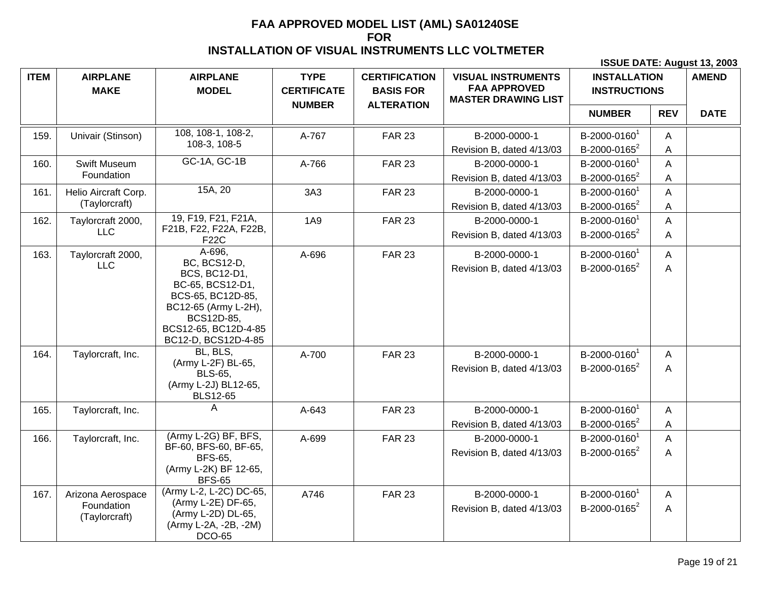# FAA APPROVED MODEL LIST (AML) SA01240SE
# FOR
# INSTALLATION OF VISUAL INSTRUMENTS LLC VOLTMETER

**ISSUE DATE: August 13, 2003**

| ITEM | AIRPLANE MAKE | AIRPLANE MODEL | TYPE CERTIFICATE NUMBER | CERTIFICATION BASIS FOR ALTERATION | VISUAL INSTRUMENTS FAA APPROVED MASTER DRAWING LIST | INSTALLATION INSTRUCTIONS | | AMEND |
|---|---|---|---|---|---|---|---|---|
| | | | | | | NUMBER | REV | DATE |
| 159. | Univair (Stinson) | 108, 108-1, 108-2, 108-3, 108-5 | A-767 | FAR 23 | B-2000-0000-1 Revision B, dated 4/13/03 | B-2000-0160[1] B-2000-0165[2] | A A | |
| 160. | Swift Museum Foundation | GC-1A, GC-1B | A-766 | FAR 23 | B-2000-0000-1 Revision B, dated 4/13/03 | B-2000-0160[1] B-2000-0165[2] | A A | |
| 161. | Helio Aircraft Corp. (Taylorcraft) | 15A, 20 | 3A3 | FAR 23 | B-2000-0000-1 Revision B, dated 4/13/03 | B-2000-0160[1] B-2000-0165[2] | A A | |
| 162. | Taylorcraft 2000, LLC | 19, F19, F21, F21A, F21B, F22, F22A, F22B, F22C | 1A9 | FAR 23 | B-2000-0000-1 Revision B, dated 4/13/03 | B-2000-0160[1] B-2000-0165[2] | A A | |
| 163. | Taylorcraft 2000, LLC | A-696, BC, BCS12-D, BCS, BC12-D1, BC-65, BCS12-D1, BCS-65, BC12D-85, BC12-65 (Army L-2H), BCS12D-85, BCS12-65, BC12D-4-85 BC12-D, BCS12D-4-85 | A-696 | FAR 23 | B-2000-0000-1 Revision B, dated 4/13/03 | B-2000-0160[1] B-2000-0165[2] | A A | |
| 164. | Taylorcraft, Inc. | BL, BLS, (Army L-2F) BL-65, BLS-65, (Army L-2J) BL12-65, BLS12-65 | A-700 | FAR 23 | B-2000-0000-1 Revision B, dated 4/13/03 | B-2000-0160[1] B-2000-0165[2] | A A | |
| 165. | Taylorcraft, Inc. | A | A-643 | FAR 23 | B-2000-0000-1 Revision B, dated 4/13/03 | B-2000-0160[1] B-2000-0165[2] | A A | |
| 166. | Taylorcraft, Inc. | (Army L-2G) BF, BFS, BF-60, BFS-60, BF-65, BFS-65, (Army L-2K) BF 12-65, BFS-65 | A-699 | FAR 23 | B-2000-0000-1 Revision B, dated 4/13/03 | B-2000-0160[1] B-2000-0165[2] | A A | |
| 167. | Arizona Aerospace Foundation (Taylorcraft) | (Army L-2, L-2C) DC-65, (Army L-2E) DF-65, (Army L-2D) DL-65, (Army L-2A, -2B, -2M) DCO-65 | A746 | FAR 23 | B-2000-0000-1 Revision B, dated 4/13/03 | B-2000-0160[1] B-2000-0165[2] | A A | |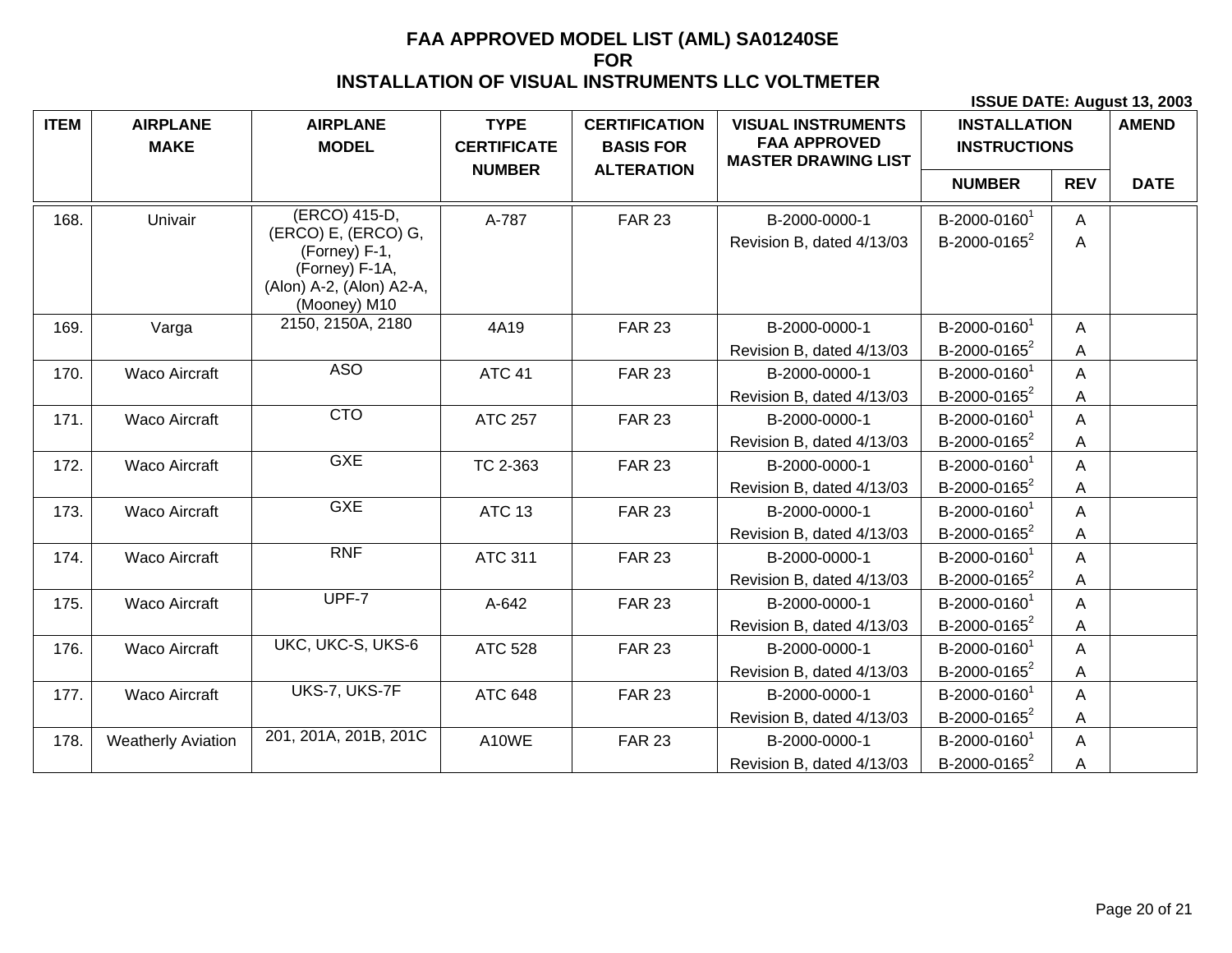# FAA APPROVED MODEL LIST (AML) SA01240SE
# FOR
# INSTALLATION OF VISUAL INSTRUMENTS LLC VOLTMETER

**ISSUE DATE: August 13, 2003**

| ITEM | AIRPLANE MAKE | AIRPLANE MODEL | TYPE CERTIFICATE NUMBER | CERTIFICATION BASIS FOR ALTERATION | VISUAL INSTRUMENTS FAA APPROVED MASTER DRAWING LIST | INSTALLATION INSTRUCTIONS | | AMEND |
|---|---|---|---|---|---|---|---|---|
| | | | | | | NUMBER | REV | DATE |
| 168. | Univair | (ERCO) 415-D, (ERCO) E, (ERCO) G, (Forney) F-1, (Forney) F-1A, (Alon) A-2, (Alon) A2-A, (Mooney) M10 | A-787 | FAR 23 | B-2000-0000-1 Revision B, dated 4/13/03 | B-2000-0160[1] B-2000-0165[2] | A A | |
| 169. | Varga | 2150, 2150A, 2180 | 4A19 | FAR 23 | B-2000-0000-1 Revision B, dated 4/13/03 | B-2000-0160[1] B-2000-0165[2] | A A | |
| 170. | Waco Aircraft | ASO | ATC 41 | FAR 23 | B-2000-0000-1 Revision B, dated 4/13/03 | B-2000-0160[1] B-2000-0165[2] | A A | |
| 171. | Waco Aircraft | CTO | ATC 257 | FAR 23 | B-2000-0000-1 Revision B, dated 4/13/03 | B-2000-0160[1] B-2000-0165[2] | A A | |
| 172. | Waco Aircraft | GXE | TC 2-363 | FAR 23 | B-2000-0000-1 Revision B, dated 4/13/03 | B-2000-0160[1] B-2000-0165[2] | A A | |
| 173. | Waco Aircraft | GXE | ATC 13 | FAR 23 | B-2000-0000-1 Revision B, dated 4/13/03 | B-2000-0160[1] B-2000-0165[2] | A A | |
| 174. | Waco Aircraft | RNF | ATC 311 | FAR 23 | B-2000-0000-1 Revision B, dated 4/13/03 | B-2000-0160[1] B-2000-0165[2] | A A | |
| 175. | Waco Aircraft | UPF-7 | A-642 | FAR 23 | B-2000-0000-1 Revision B, dated 4/13/03 | B-2000-0160[1] B-2000-0165[2] | A A | |
| 176. | Waco Aircraft | UKC, UKC-S, UKS-6 | ATC 528 | FAR 23 | B-2000-0000-1 Revision B, dated 4/13/03 | B-2000-0160[1] B-2000-0165[2] | A A | |
| 177. | Waco Aircraft | UKS-7, UKS-7F | ATC 648 | FAR 23 | B-2000-0000-1 Revision B, dated 4/13/03 | B-2000-0160[1] B-2000-0165[2] | A A | |
| 178. | Weatherly Aviation | 201, 201A, 201B, 201C | A10WE | FAR 23 | B-2000-0000-1 Revision B, dated 4/13/03 | B-2000-0160[1] B-2000-0165[2] | A A | |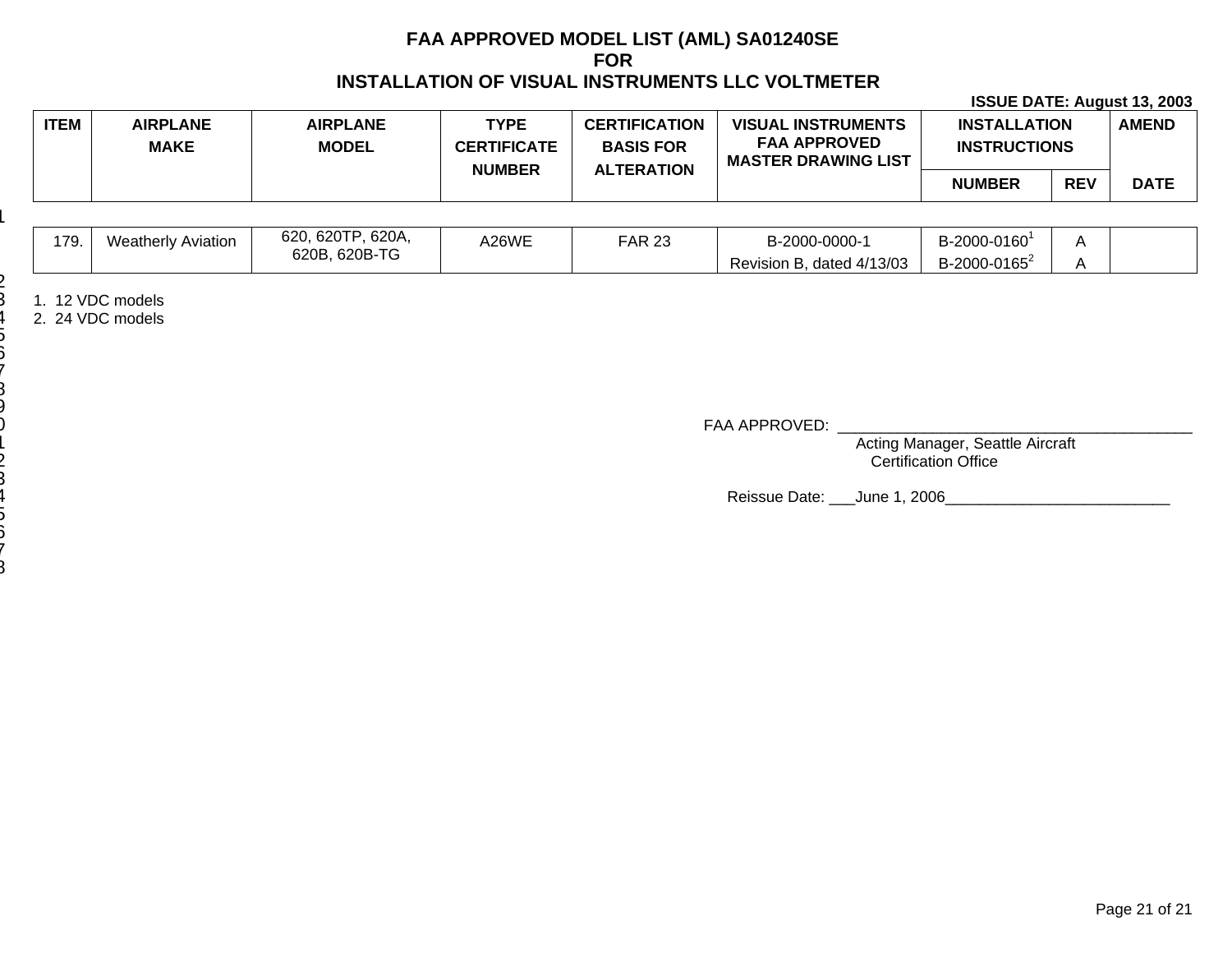# FAA APPROVED MODEL LIST (AML) SA01240SE
# FOR
# INSTALLATION OF VISUAL INSTRUMENTS LLC VOLTMETER

**ISSUE DATE: August 13, 2003**

| ITEM | AIRPLANE MAKE | AIRPLANE MODEL | TYPE CERTIFICATE NUMBER | CERTIFICATION BASIS FOR ALTERATION | VISUAL INSTRUMENTS FAA APPROVED MASTER DRAWING LIST | INSTALLATION INSTRUCTIONS | | AMEND |
|---|---|---|---|---|---|---|---|---|
| | | | | | | NUMBER | REV | DATE |
| 179. | Weatherly Aviation | 620, 620TP, 620A, 620B, 620B-TG | A26WE | FAR 23 | B-2000-0000-1 Revision B, dated 4/13/03 | B-2000-0160[1] B-2000-0165[2] | A A | |

1. 12 VDC models
2. 24 VDC models

FAA APPROVED: ________________________________________
Acting Manager, Seattle Aircraft Certification Office

Reissue Date: ___June 1, 2006__________________________